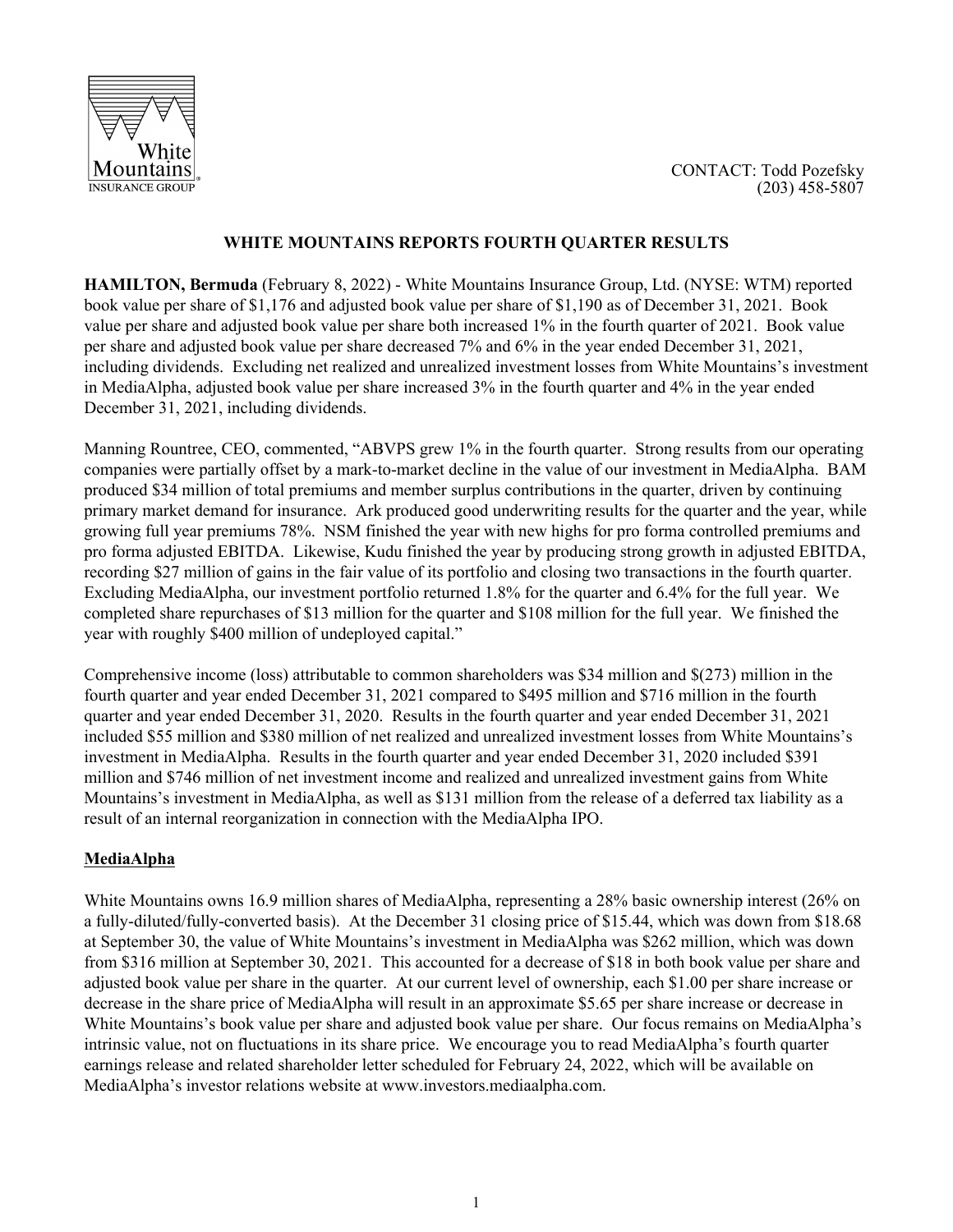White Mountains INSURANCE GROUP

CONTACT: Todd Pozefsky
(203) 458-5807

## WHITE MOUNTAINS REPORTS FOURTH QUARTER RESULTS

**HAMILTON, Bermuda** (February 8, 2022) - White Mountains Insurance Group, Ltd. (NYSE: WTM) reported book value per share of $1,176 and adjusted book value per share of $1,190 as of December 31, 2021. Book value per share and adjusted book value per share both increased 1% in the fourth quarter of 2021. Book value per share and adjusted book value per share decreased 7% and 6% in the year ended December 31, 2021, including dividends. Excluding net realized and unrealized investment losses from White Mountains's investment in MediaAlpha, adjusted book value per share increased 3% in the fourth quarter and 4% in the year ended December 31, 2021, including dividends.

Manning Rountree, CEO, commented, "ABVPS grew 1% in the fourth quarter. Strong results from our operating companies were partially offset by a mark-to-market decline in the value of our investment in MediaAlpha. BAM produced $34 million of total premiums and member surplus contributions in the quarter, driven by continuing primary market demand for insurance. Ark produced good underwriting results for the quarter and the year, while growing full year premiums 78%. NSM finished the year with new highs for pro forma controlled premiums and pro forma adjusted EBITDA. Likewise, Kudu finished the year by producing strong growth in adjusted EBITDA, recording $27 million of gains in the fair value of its portfolio and closing two transactions in the fourth quarter. Excluding MediaAlpha, our investment portfolio returned 1.8% for the quarter and 6.4% for the full year. We completed share repurchases of $13 million for the quarter and $108 million for the full year. We finished the year with roughly $400 million of undeployed capital."

Comprehensive income (loss) attributable to common shareholders was $34 million and $(273) million in the fourth quarter and year ended December 31, 2021 compared to $495 million and $716 million in the fourth quarter and year ended December 31, 2020. Results in the fourth quarter and year ended December 31, 2021 included $55 million and $380 million of net realized and unrealized investment losses from White Mountains's investment in MediaAlpha. Results in the fourth quarter and year ended December 31, 2020 included $391 million and $746 million of net investment income and realized and unrealized investment gains from White Mountains's investment in MediaAlpha, as well as $131 million from the release of a deferred tax liability as a result of an internal reorganization in connection with the MediaAlpha IPO.

### MediaAlpha

White Mountains owns 16.9 million shares of MediaAlpha, representing a 28% basic ownership interest (26% on a fully-diluted/fully-converted basis). At the December 31 closing price of $15.44, which was down from $18.68 at September 30, the value of White Mountains's investment in MediaAlpha was $262 million, which was down from $316 million at September 30, 2021. This accounted for a decrease of $18 in both book value per share and adjusted book value per share in the quarter. At our current level of ownership, each $1.00 per share increase or decrease in the share price of MediaAlpha will result in an approximate $5.65 per share increase or decrease in White Mountains's book value per share and adjusted book value per share. Our focus remains on MediaAlpha's intrinsic value, not on fluctuations in its share price. We encourage you to read MediaAlpha's fourth quarter earnings release and related shareholder letter scheduled for February 24, 2022, which will be available on MediaAlpha's investor relations website at www.investors.mediaalpha.com.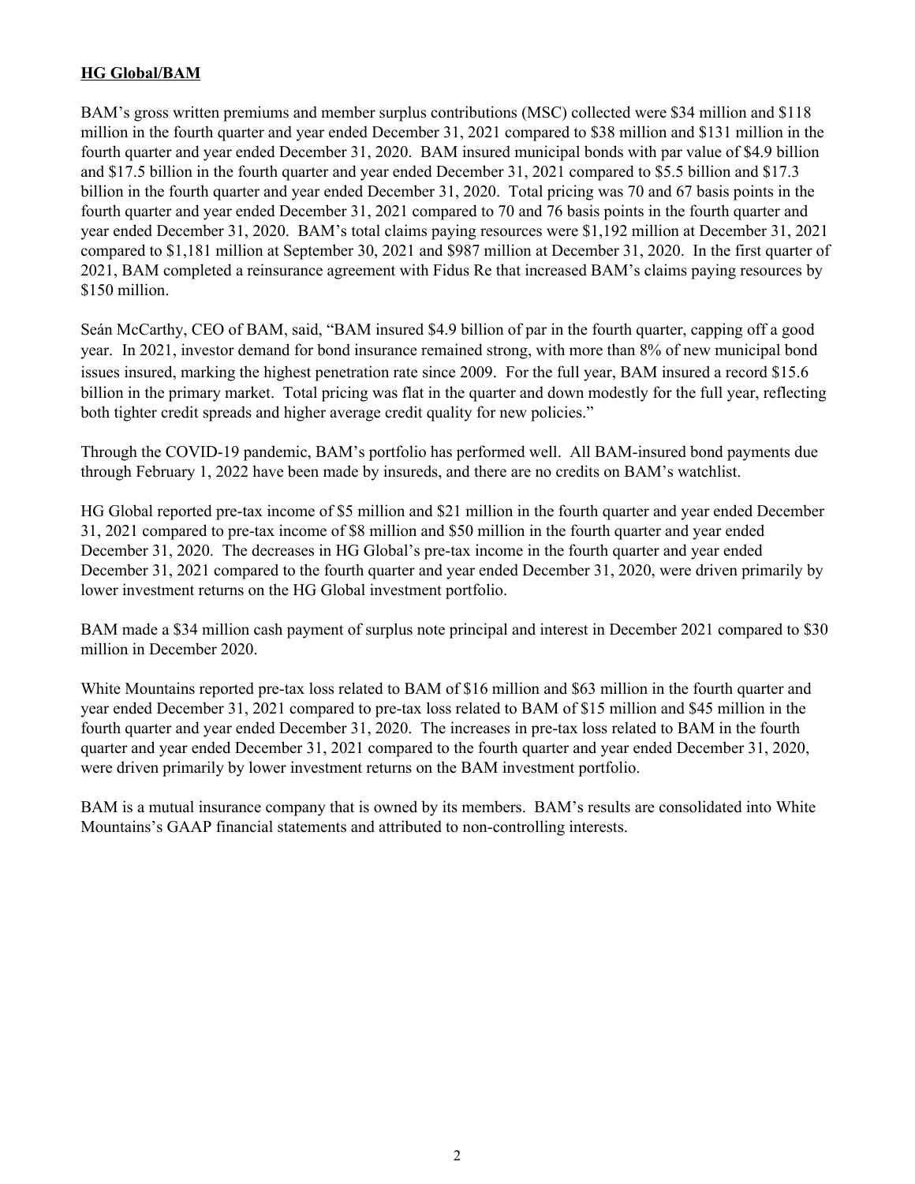**HG Global/BAM**

BAM's gross written premiums and member surplus contributions (MSC) collected were $34 million and $118 million in the fourth quarter and year ended December 31, 2021 compared to $38 million and $131 million in the fourth quarter and year ended December 31, 2020. BAM insured municipal bonds with par value of $4.9 billion and $17.5 billion in the fourth quarter and year ended December 31, 2021 compared to $5.5 billion and $17.3 billion in the fourth quarter and year ended December 31, 2020. Total pricing was 70 and 67 basis points in the fourth quarter and year ended December 31, 2021 compared to 70 and 76 basis points in the fourth quarter and year ended December 31, 2020. BAM's total claims paying resources were $1,192 million at December 31, 2021 compared to $1,181 million at September 30, 2021 and $987 million at December 31, 2020. In the first quarter of 2021, BAM completed a reinsurance agreement with Fidus Re that increased BAM's claims paying resources by $150 million.

Seán McCarthy, CEO of BAM, said, "BAM insured $4.9 billion of par in the fourth quarter, capping off a good year. In 2021, investor demand for bond insurance remained strong, with more than 8% of new municipal bond issues insured, marking the highest penetration rate since 2009. For the full year, BAM insured a record $15.6 billion in the primary market. Total pricing was flat in the quarter and down modestly for the full year, reflecting both tighter credit spreads and higher average credit quality for new policies."

Through the COVID-19 pandemic, BAM's portfolio has performed well. All BAM-insured bond payments due through February 1, 2022 have been made by insureds, and there are no credits on BAM's watchlist.

HG Global reported pre-tax income of $5 million and $21 million in the fourth quarter and year ended December 31, 2021 compared to pre-tax income of $8 million and $50 million in the fourth quarter and year ended December 31, 2020. The decreases in HG Global's pre-tax income in the fourth quarter and year ended December 31, 2021 compared to the fourth quarter and year ended December 31, 2020, were driven primarily by lower investment returns on the HG Global investment portfolio.

BAM made a $34 million cash payment of surplus note principal and interest in December 2021 compared to $30 million in December 2020.

White Mountains reported pre-tax loss related to BAM of $16 million and $63 million in the fourth quarter and year ended December 31, 2021 compared to pre-tax loss related to BAM of $15 million and $45 million in the fourth quarter and year ended December 31, 2020. The increases in pre-tax loss related to BAM in the fourth quarter and year ended December 31, 2021 compared to the fourth quarter and year ended December 31, 2020, were driven primarily by lower investment returns on the BAM investment portfolio.

BAM is a mutual insurance company that is owned by its members. BAM's results are consolidated into White Mountains's GAAP financial statements and attributed to non-controlling interests.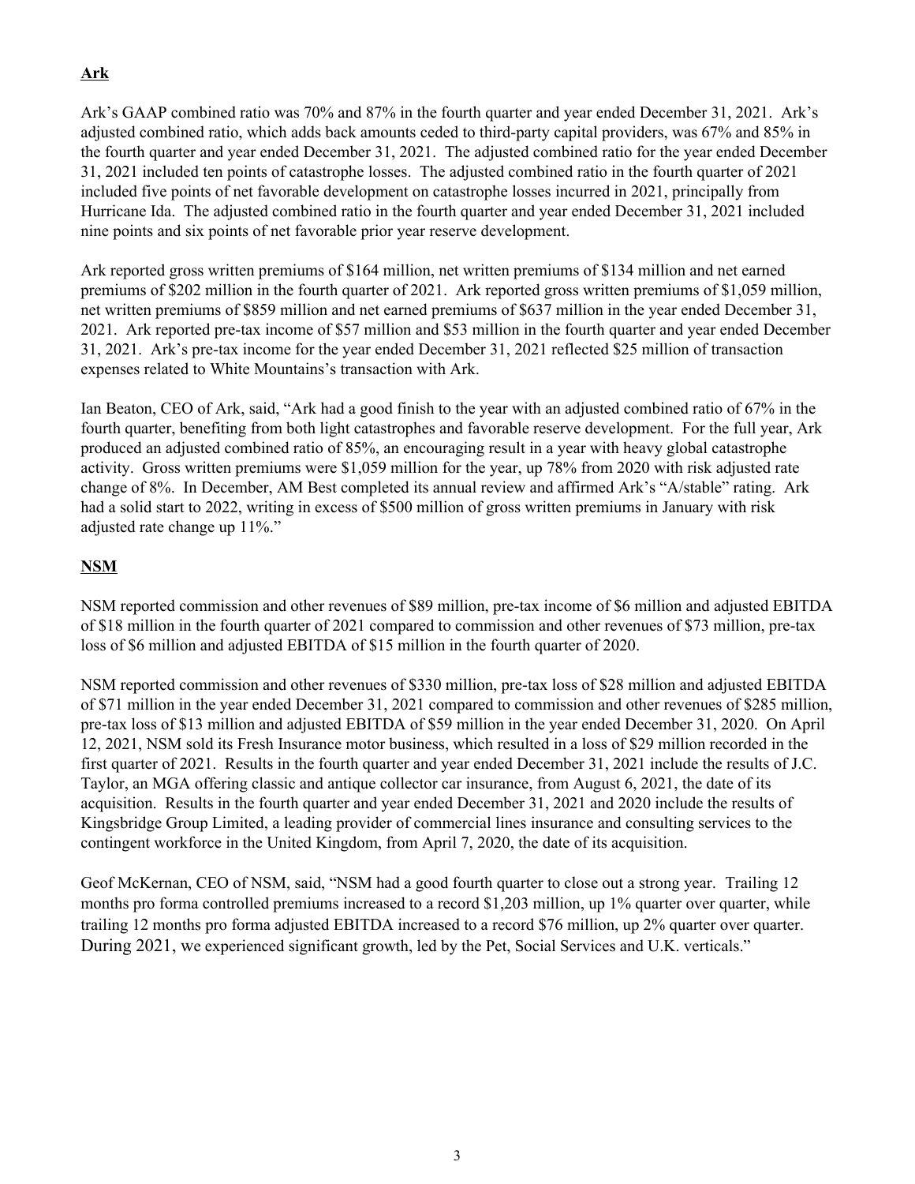**Ark**

Ark's GAAP combined ratio was 70% and 87% in the fourth quarter and year ended December 31, 2021. Ark's adjusted combined ratio, which adds back amounts ceded to third-party capital providers, was 67% and 85% in the fourth quarter and year ended December 31, 2021. The adjusted combined ratio for the year ended December 31, 2021 included ten points of catastrophe losses. The adjusted combined ratio in the fourth quarter of 2021 included five points of net favorable development on catastrophe losses incurred in 2021, principally from Hurricane Ida. The adjusted combined ratio in the fourth quarter and year ended December 31, 2021 included nine points and six points of net favorable prior year reserve development.

Ark reported gross written premiums of $164 million, net written premiums of $134 million and net earned premiums of $202 million in the fourth quarter of 2021. Ark reported gross written premiums of $1,059 million, net written premiums of $859 million and net earned premiums of $637 million in the year ended December 31, 2021. Ark reported pre-tax income of $57 million and $53 million in the fourth quarter and year ended December 31, 2021. Ark's pre-tax income for the year ended December 31, 2021 reflected $25 million of transaction expenses related to White Mountains's transaction with Ark.

Ian Beaton, CEO of Ark, said, "Ark had a good finish to the year with an adjusted combined ratio of 67% in the fourth quarter, benefiting from both light catastrophes and favorable reserve development. For the full year, Ark produced an adjusted combined ratio of 85%, an encouraging result in a year with heavy global catastrophe activity. Gross written premiums were $1,059 million for the year, up 78% from 2020 with risk adjusted rate change of 8%. In December, AM Best completed its annual review and affirmed Ark's "A/stable" rating. Ark had a solid start to 2022, writing in excess of $500 million of gross written premiums in January with risk adjusted rate change up 11%."

**NSM**

NSM reported commission and other revenues of $89 million, pre-tax income of $6 million and adjusted EBITDA of $18 million in the fourth quarter of 2021 compared to commission and other revenues of $73 million, pre-tax loss of $6 million and adjusted EBITDA of $15 million in the fourth quarter of 2020.

NSM reported commission and other revenues of $330 million, pre-tax loss of $28 million and adjusted EBITDA of $71 million in the year ended December 31, 2021 compared to commission and other revenues of $285 million, pre-tax loss of $13 million and adjusted EBITDA of $59 million in the year ended December 31, 2020. On April 12, 2021, NSM sold its Fresh Insurance motor business, which resulted in a loss of $29 million recorded in the first quarter of 2021. Results in the fourth quarter and year ended December 31, 2021 include the results of J.C. Taylor, an MGA offering classic and antique collector car insurance, from August 6, 2021, the date of its acquisition. Results in the fourth quarter and year ended December 31, 2021 and 2020 include the results of Kingsbridge Group Limited, a leading provider of commercial lines insurance and consulting services to the contingent workforce in the United Kingdom, from April 7, 2020, the date of its acquisition.

Geof McKernan, CEO of NSM, said, "NSM had a good fourth quarter to close out a strong year. Trailing 12 months pro forma controlled premiums increased to a record $1,203 million, up 1% quarter over quarter, while trailing 12 months pro forma adjusted EBITDA increased to a record $76 million, up 2% quarter over quarter. During 2021, we experienced significant growth, led by the Pet, Social Services and U.K. verticals."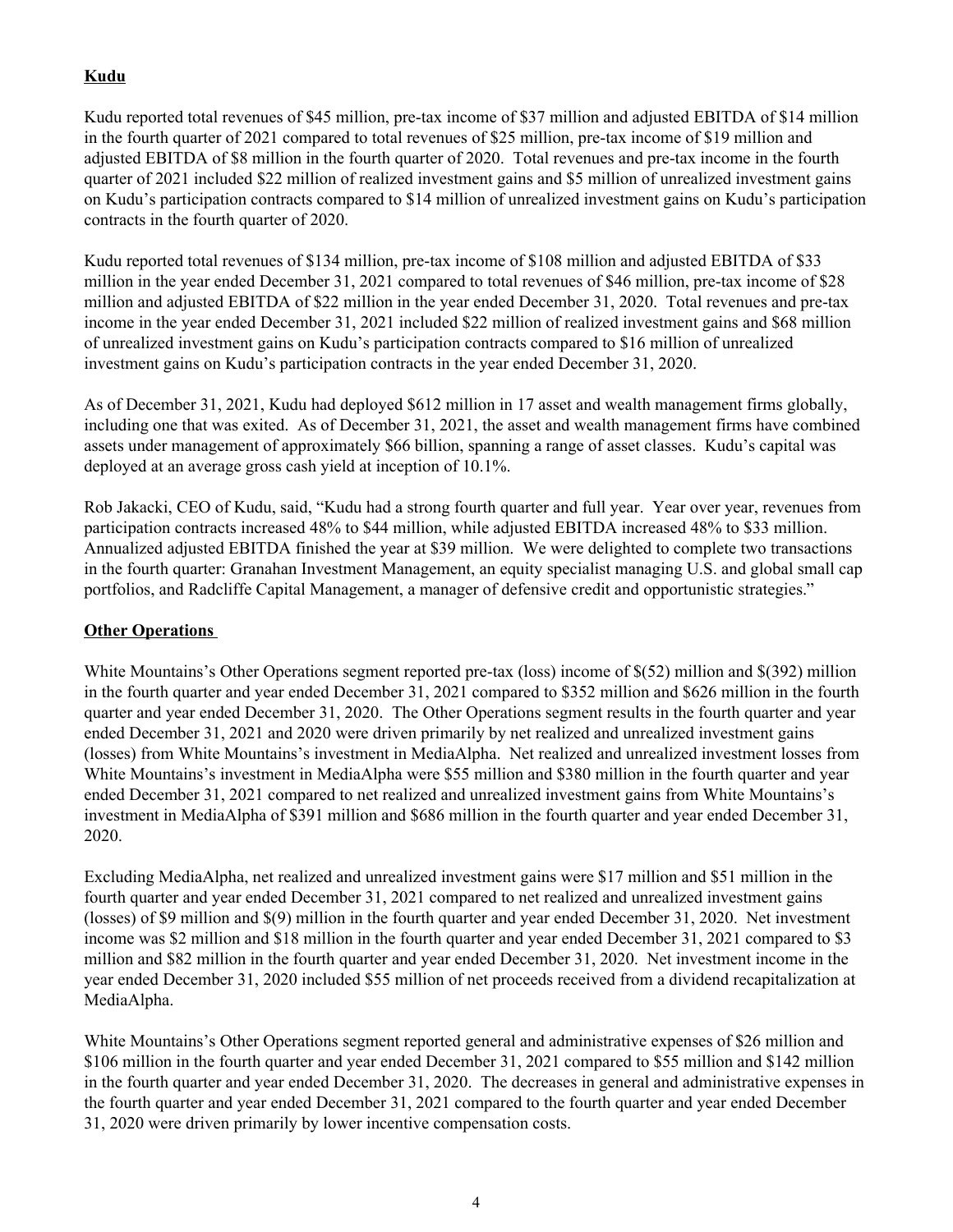**Kudu**

Kudu reported total revenues of $45 million, pre-tax income of $37 million and adjusted EBITDA of $14 million in the fourth quarter of 2021 compared to total revenues of $25 million, pre-tax income of $19 million and adjusted EBITDA of $8 million in the fourth quarter of 2020. Total revenues and pre-tax income in the fourth quarter of 2021 included $22 million of realized investment gains and $5 million of unrealized investment gains on Kudu's participation contracts compared to $14 million of unrealized investment gains on Kudu's participation contracts in the fourth quarter of 2020.

Kudu reported total revenues of $134 million, pre-tax income of $108 million and adjusted EBITDA of $33 million in the year ended December 31, 2021 compared to total revenues of $46 million, pre-tax income of $28 million and adjusted EBITDA of $22 million in the year ended December 31, 2020. Total revenues and pre-tax income in the year ended December 31, 2021 included $22 million of realized investment gains and $68 million of unrealized investment gains on Kudu's participation contracts compared to $16 million of unrealized investment gains on Kudu's participation contracts in the year ended December 31, 2020.

As of December 31, 2021, Kudu had deployed $612 million in 17 asset and wealth management firms globally, including one that was exited. As of December 31, 2021, the asset and wealth management firms have combined assets under management of approximately $66 billion, spanning a range of asset classes. Kudu's capital was deployed at an average gross cash yield at inception of 10.1%.

Rob Jakacki, CEO of Kudu, said, "Kudu had a strong fourth quarter and full year. Year over year, revenues from participation contracts increased 48% to $44 million, while adjusted EBITDA increased 48% to $33 million. Annualized adjusted EBITDA finished the year at $39 million. We were delighted to complete two transactions in the fourth quarter: Granahan Investment Management, an equity specialist managing U.S. and global small cap portfolios, and Radcliffe Capital Management, a manager of defensive credit and opportunistic strategies."

**Other Operations**

White Mountains's Other Operations segment reported pre-tax (loss) income of $(52) million and $(392) million in the fourth quarter and year ended December 31, 2021 compared to $352 million and $626 million in the fourth quarter and year ended December 31, 2020. The Other Operations segment results in the fourth quarter and year ended December 31, 2021 and 2020 were driven primarily by net realized and unrealized investment gains (losses) from White Mountains's investment in MediaAlpha. Net realized and unrealized investment losses from White Mountains's investment in MediaAlpha were $55 million and $380 million in the fourth quarter and year ended December 31, 2021 compared to net realized and unrealized investment gains from White Mountains's investment in MediaAlpha of $391 million and $686 million in the fourth quarter and year ended December 31, 2020.

Excluding MediaAlpha, net realized and unrealized investment gains were $17 million and $51 million in the fourth quarter and year ended December 31, 2021 compared to net realized and unrealized investment gains (losses) of $9 million and $(9) million in the fourth quarter and year ended December 31, 2020. Net investment income was $2 million and $18 million in the fourth quarter and year ended December 31, 2021 compared to $3 million and $82 million in the fourth quarter and year ended December 31, 2020. Net investment income in the year ended December 31, 2020 included $55 million of net proceeds received from a dividend recapitalization at MediaAlpha.

White Mountains's Other Operations segment reported general and administrative expenses of $26 million and $106 million in the fourth quarter and year ended December 31, 2021 compared to $55 million and $142 million in the fourth quarter and year ended December 31, 2020. The decreases in general and administrative expenses in the fourth quarter and year ended December 31, 2021 compared to the fourth quarter and year ended December 31, 2020 were driven primarily by lower incentive compensation costs.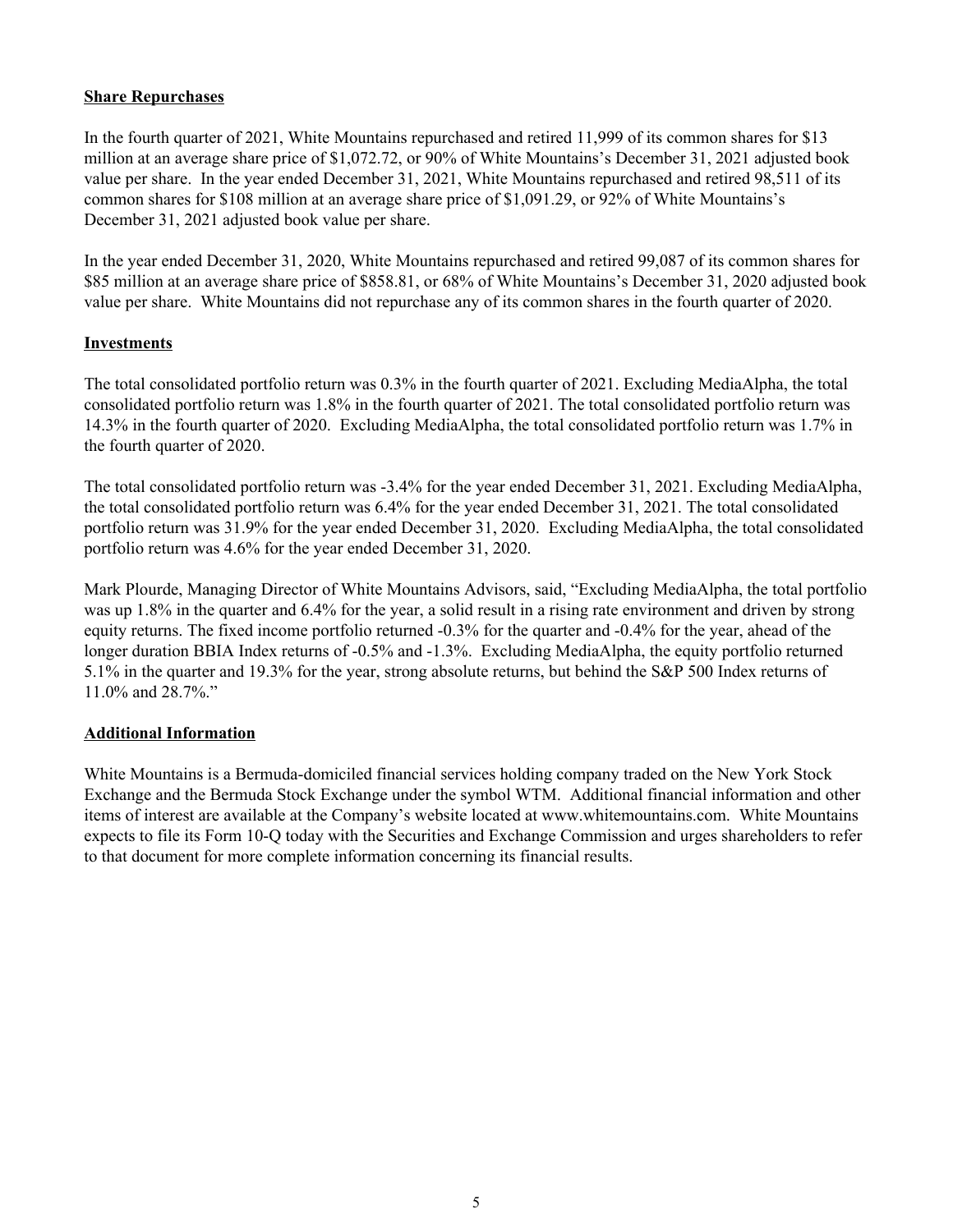**Share Repurchases**

In the fourth quarter of 2021, White Mountains repurchased and retired 11,999 of its common shares for $13 million at an average share price of $1,072.72, or 90% of White Mountains's December 31, 2021 adjusted book value per share. In the year ended December 31, 2021, White Mountains repurchased and retired 98,511 of its common shares for $108 million at an average share price of $1,091.29, or 92% of White Mountains's December 31, 2021 adjusted book value per share.

In the year ended December 31, 2020, White Mountains repurchased and retired 99,087 of its common shares for $85 million at an average share price of $858.81, or 68% of White Mountains's December 31, 2020 adjusted book value per share. White Mountains did not repurchase any of its common shares in the fourth quarter of 2020.

**Investments**

The total consolidated portfolio return was 0.3% in the fourth quarter of 2021. Excluding MediaAlpha, the total consolidated portfolio return was 1.8% in the fourth quarter of 2021. The total consolidated portfolio return was 14.3% in the fourth quarter of 2020. Excluding MediaAlpha, the total consolidated portfolio return was 1.7% in the fourth quarter of 2020.

The total consolidated portfolio return was -3.4% for the year ended December 31, 2021. Excluding MediaAlpha, the total consolidated portfolio return was 6.4% for the year ended December 31, 2021. The total consolidated portfolio return was 31.9% for the year ended December 31, 2020. Excluding MediaAlpha, the total consolidated portfolio return was 4.6% for the year ended December 31, 2020.

Mark Plourde, Managing Director of White Mountains Advisors, said, "Excluding MediaAlpha, the total portfolio was up 1.8% in the quarter and 6.4% for the year, a solid result in a rising rate environment and driven by strong equity returns. The fixed income portfolio returned -0.3% for the quarter and -0.4% for the year, ahead of the longer duration BBIA Index returns of -0.5% and -1.3%. Excluding MediaAlpha, the equity portfolio returned 5.1% in the quarter and 19.3% for the year, strong absolute returns, but behind the S&P 500 Index returns of 11.0% and 28.7%."

**Additional Information**

White Mountains is a Bermuda-domiciled financial services holding company traded on the New York Stock Exchange and the Bermuda Stock Exchange under the symbol WTM. Additional financial information and other items of interest are available at the Company's website located at www.whitemountains.com. White Mountains expects to file its Form 10-Q today with the Securities and Exchange Commission and urges shareholders to refer to that document for more complete information concerning its financial results.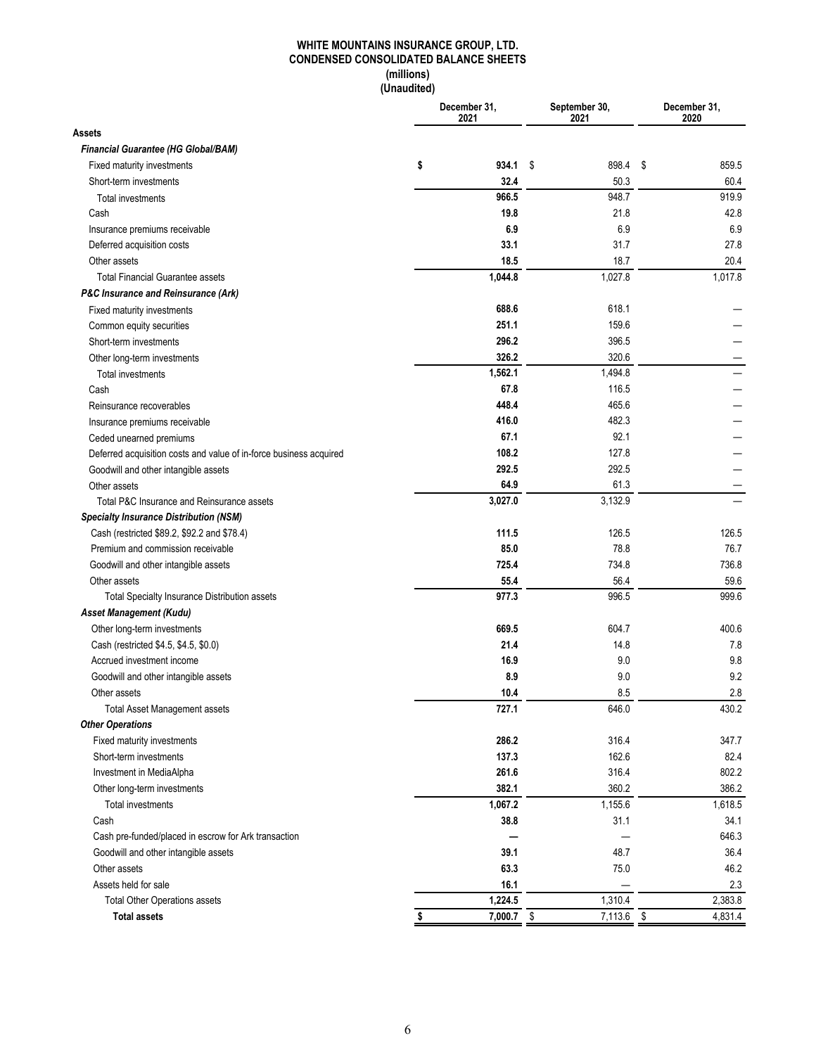# WHITE MOUNTAINS INSURANCE GROUP, LTD.
## CONDENSED CONSOLIDATED BALANCE SHEETS
### (millions)
### (Unaudited)

| | December 31, 2021 | September 30, 2021 | December 31, 2020 |
|---|---|---|---|
| **Assets** | | | |
| ***Financial Guarantee (HG Global/BAM)*** | | | |
| Fixed maturity investments | **$ 934.1** | $ 898.4 | $ 859.5 |
| Short-term investments | **32.4** | 50.3 | 60.4 |
| Total investments | **966.5** | 948.7 | 919.9 |
| Cash | **19.8** | 21.8 | 42.8 |
| Insurance premiums receivable | **6.9** | 6.9 | 6.9 |
| Deferred acquisition costs | **33.1** | 31.7 | 27.8 |
| Other assets | **18.5** | 18.7 | 20.4 |
| Total Financial Guarantee assets | **1,044.8** | 1,027.8 | 1,017.8 |
| ***P&C Insurance and Reinsurance (Ark)*** | | | |
| Fixed maturity investments | **688.6** | 618.1 | — |
| Common equity securities | **251.1** | 159.6 | — |
| Short-term investments | **296.2** | 396.5 | — |
| Other long-term investments | **326.2** | 320.6 | — |
| Total investments | **1,562.1** | 1,494.8 | — |
| Cash | **67.8** | 116.5 | — |
| Reinsurance recoverables | **448.4** | 465.6 | — |
| Insurance premiums receivable | **416.0** | 482.3 | — |
| Ceded unearned premiums | **67.1** | 92.1 | — |
| Deferred acquisition costs and value of in-force business acquired | **108.2** | 127.8 | — |
| Goodwill and other intangible assets | **292.5** | 292.5 | — |
| Other assets | **64.9** | 61.3 | — |
| Total P&C Insurance and Reinsurance assets | **3,027.0** | 3,132.9 | — |
| ***Specialty Insurance Distribution (NSM)*** | | | |
| Cash (restricted $89.2, $92.2 and $78.4) | **111.5** | 126.5 | 126.5 |
| Premium and commission receivable | **85.0** | 78.8 | 76.7 |
| Goodwill and other intangible assets | **725.4** | 734.8 | 736.8 |
| Other assets | **55.4** | 56.4 | 59.6 |
| Total Specialty Insurance Distribution assets | **977.3** | 996.5 | 999.6 |
| ***Asset Management (Kudu)*** | | | |
| Other long-term investments | **669.5** | 604.7 | 400.6 |
| Cash (restricted $4.5, $4.5, $0.0) | **21.4** | 14.8 | 7.8 |
| Accrued investment income | **16.9** | 9.0 | 9.8 |
| Goodwill and other intangible assets | **8.9** | 9.0 | 9.2 |
| Other assets | **10.4** | 8.5 | 2.8 |
| Total Asset Management assets | **727.1** | 646.0 | 430.2 |
| ***Other Operations*** | | | |
| Fixed maturity investments | **286.2** | 316.4 | 347.7 |
| Short-term investments | **137.3** | 162.6 | 82.4 |
| Investment in MediaAlpha | **261.6** | 316.4 | 802.2 |
| Other long-term investments | **382.1** | 360.2 | 386.2 |
| Total investments | **1,067.2** | 1,155.6 | 1,618.5 |
| Cash | **38.8** | 31.1 | 34.1 |
| Cash pre-funded/placed in escrow for Ark transaction | **—** | — | 646.3 |
| Goodwill and other intangible assets | **39.1** | 48.7 | 36.4 |
| Other assets | **63.3** | 75.0 | 46.2 |
| Assets held for sale | **16.1** | — | 2.3 |
| Total Other Operations assets | **1,224.5** | 1,310.4 | 2,383.8 |
| **Total assets** | **$ 7,000.7** | $ 7,113.6 | $ 4,831.4 |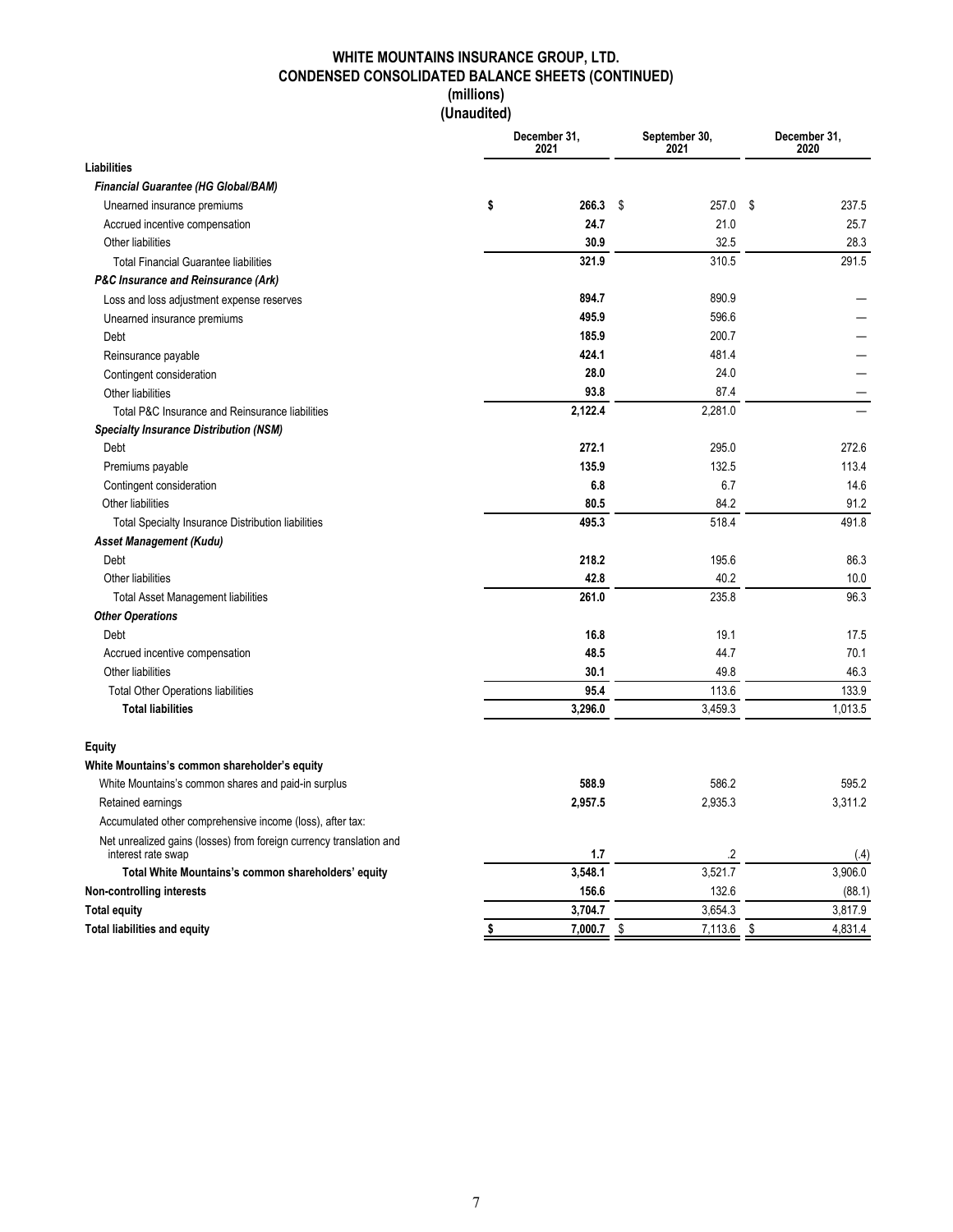# WHITE MOUNTAINS INSURANCE GROUP, LTD.
## CONDENSED CONSOLIDATED BALANCE SHEETS (CONTINUED)
### (millions)
### (Unaudited)

| | December 31, 2021 | September 30, 2021 | December 31, 2020 |
|---|---|---|---|
| **Liabilities** | | | |
| ***Financial Guarantee (HG Global/BAM)*** | | | |
| Unearned insurance premiums | **$ 266.3** | $ 257.0 | $ 237.5 |
| Accrued incentive compensation | **24.7** | 21.0 | 25.7 |
| Other liabilities | **30.9** | 32.5 | 28.3 |
| Total Financial Guarantee liabilities | **321.9** | 310.5 | 291.5 |
| ***P&C Insurance and Reinsurance (Ark)*** | | | |
| Loss and loss adjustment expense reserves | **894.7** | 890.9 | — |
| Unearned insurance premiums | **495.9** | 596.6 | — |
| Debt | **185.9** | 200.7 | — |
| Reinsurance payable | **424.1** | 481.4 | — |
| Contingent consideration | **28.0** | 24.0 | — |
| Other liabilities | **93.8** | 87.4 | — |
| Total P&C Insurance and Reinsurance liabilities | **2,122.4** | 2,281.0 | — |
| ***Specialty Insurance Distribution (NSM)*** | | | |
| Debt | **272.1** | 295.0 | 272.6 |
| Premiums payable | **135.9** | 132.5 | 113.4 |
| Contingent consideration | **6.8** | 6.7 | 14.6 |
| Other liabilities | **80.5** | 84.2 | 91.2 |
| Total Specialty Insurance Distribution liabilities | **495.3** | 518.4 | 491.8 |
| ***Asset Management (Kudu)*** | | | |
| Debt | **218.2** | 195.6 | 86.3 |
| Other liabilities | **42.8** | 40.2 | 10.0 |
| Total Asset Management liabilities | **261.0** | 235.8 | 96.3 |
| ***Other Operations*** | | | |
| Debt | **16.8** | 19.1 | 17.5 |
| Accrued incentive compensation | **48.5** | 44.7 | 70.1 |
| Other liabilities | **30.1** | 49.8 | 46.3 |
| Total Other Operations liabilities | **95.4** | 113.6 | 133.9 |
| **Total liabilities** | **3,296.0** | 3,459.3 | 1,013.5 |
| | | | |
| **Equity** | | | |
| **White Mountains's common shareholder's equity** | | | |
| White Mountains's common shares and paid-in surplus | **588.9** | 586.2 | 595.2 |
| Retained earnings | **2,957.5** | 2,935.3 | 3,311.2 |
| Accumulated other comprehensive income (loss), after tax: | | | |
| Net unrealized gains (losses) from foreign currency translation and interest rate swap | **1.7** | .2 | (.4) |
| **Total White Mountains's common shareholders' equity** | **3,548.1** | 3,521.7 | 3,906.0 |
| **Non-controlling interests** | **156.6** | 132.6 | (88.1) |
| **Total equity** | **3,704.7** | 3,654.3 | 3,817.9 |
| **Total liabilities and equity** | **$ 7,000.7** | $ 7,113.6 | $ 4,831.4 |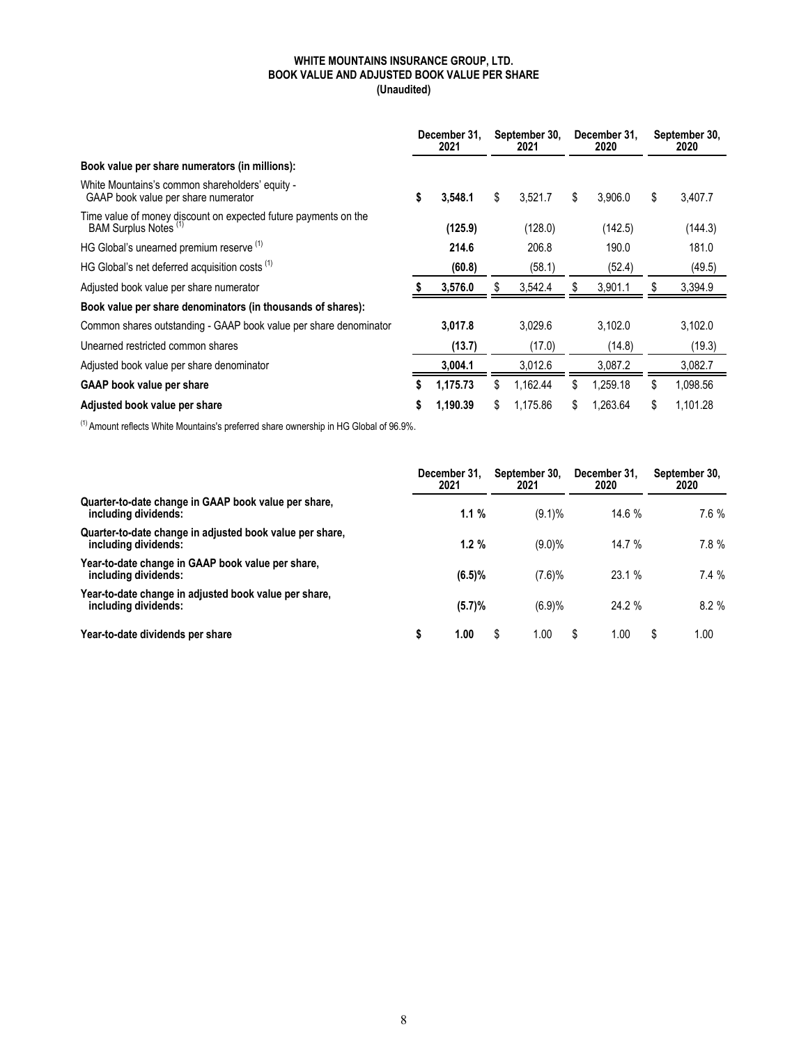**WHITE MOUNTAINS INSURANCE GROUP, LTD.**
**BOOK VALUE AND ADJUSTED BOOK VALUE PER SHARE**
**(Unaudited)**

| | December 31, 2021 | September 30, 2021 | December 31, 2020 | September 30, 2020 |
|---|---|---|---|---|
| **Book value per share numerators (in millions):** | | | | |
| White Mountains's common shareholders' equity - GAAP book value per share numerator | **$ 3,548.1** | $ 3,521.7 | $ 3,906.0 | $ 3,407.7 |
| Time value of money discount on expected future payments on the BAM Surplus Notes [1] | **(125.9)** | (128.0) | (142.5) | (144.3) |
| HG Global's unearned premium reserve [1] | **214.6** | 206.8 | 190.0 | 181.0 |
| HG Global's net deferred acquisition costs [1] | **(60.8)** | (58.1) | (52.4) | (49.5) |
| Adjusted book value per share numerator | **$ 3,576.0** | $ 3,542.4 | $ 3,901.1 | $ 3,394.9 |
| **Book value per share denominators (in thousands of shares):** | | | | |
| Common shares outstanding - GAAP book value per share denominator | **3,017.8** | 3,029.6 | 3,102.0 | 3,102.0 |
| Unearned restricted common shares | **(13.7)** | (17.0) | (14.8) | (19.3) |
| Adjusted book value per share denominator | **3,004.1** | 3,012.6 | 3,087.2 | 3,082.7 |
| **GAAP book value per share** | **$ 1,175.73** | $ 1,162.44 | $ 1,259.18 | $ 1,098.56 |
| **Adjusted book value per share** | **$ 1,190.39** | $ 1,175.86 | $ 1,263.64 | $ 1,101.28 |

[1] Amount reflects White Mountains's preferred share ownership in HG Global of 96.9%.

| | December 31, 2021 | September 30, 2021 | December 31, 2020 | September 30, 2020 |
|---|---|---|---|---|
| **Quarter-to-date change in GAAP book value per share, including dividends:** | **1.1 %** | (9.1)% | 14.6 % | 7.6 % |
| **Quarter-to-date change in adjusted book value per share, including dividends:** | **1.2 %** | (9.0)% | 14.7 % | 7.8 % |
| **Year-to-date change in GAAP book value per share, including dividends:** | **(6.5)%** | (7.6)% | 23.1 % | 7.4 % |
| **Year-to-date change in adjusted book value per share, including dividends:** | **(5.7)%** | (6.9)% | 24.2 % | 8.2 % |
| **Year-to-date dividends per share** | **$ 1.00** | $ 1.00 | $ 1.00 | $ 1.00 |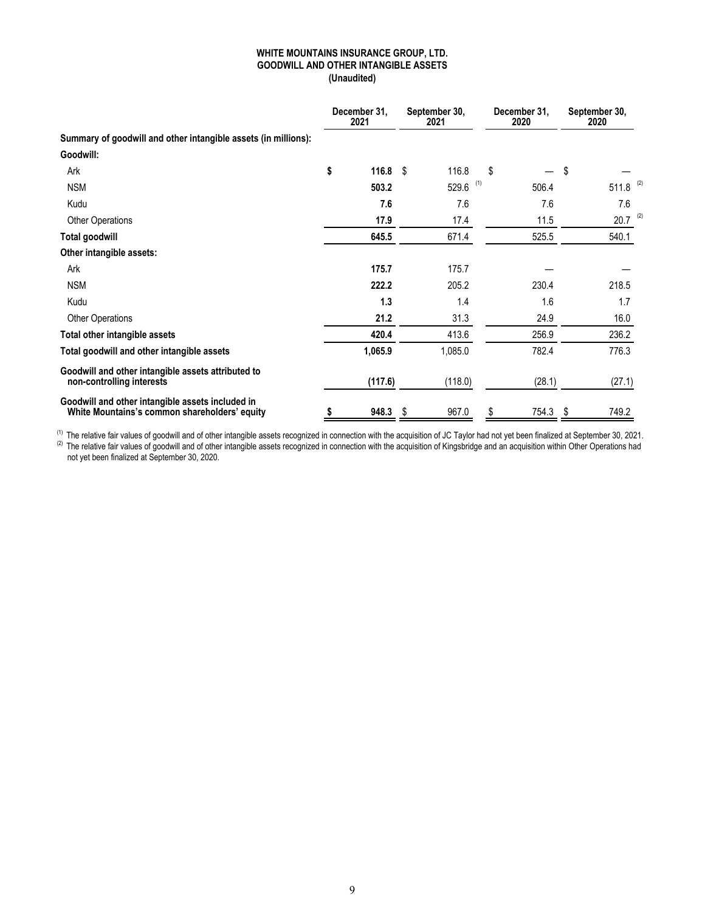# WHITE MOUNTAINS INSURANCE GROUP, LTD.
## GOODWILL AND OTHER INTANGIBLE ASSETS
### (Unaudited)

| | December 31, 2021 | September 30, 2021 | December 31, 2020 | September 30, 2020 |
|---|---|---|---|---|
| **Summary of goodwill and other intangible assets (in millions):** | | | | |
| **Goodwill:** | | | | |
| Ark | **$ 116.8** | $ 116.8 | $ — | $ — |
| NSM | **503.2** | 529.6 [1] | 506.4 | 511.8 [2] |
| Kudu | **7.6** | 7.6 | 7.6 | 7.6 |
| Other Operations | **17.9** | 17.4 | 11.5 | 20.7 [2] |
| **Total goodwill** | **645.5** | 671.4 | 525.5 | 540.1 |
| **Other intangible assets:** | | | | |
| Ark | **175.7** | 175.7 | — | — |
| NSM | **222.2** | 205.2 | 230.4 | 218.5 |
| Kudu | **1.3** | 1.4 | 1.6 | 1.7 |
| Other Operations | **21.2** | 31.3 | 24.9 | 16.0 |
| **Total other intangible assets** | **420.4** | 413.6 | 256.9 | 236.2 |
| **Total goodwill and other intangible assets** | **1,065.9** | 1,085.0 | 782.4 | 776.3 |
| **Goodwill and other intangible assets attributed to non-controlling interests** | **(117.6)** | (118.0) | (28.1) | (27.1) |
| **Goodwill and other intangible assets included in White Mountains's common shareholders' equity** | **$ 948.3** | $ 967.0 | $ 754.3 | $ 749.2 |

[1] The relative fair values of goodwill and of other intangible assets recognized in connection with the acquisition of JC Taylor had not yet been finalized at September 30, 2021.
[2] The relative fair values of goodwill and of other intangible assets recognized in connection with the acquisition of Kingsbridge and an acquisition within Other Operations had not yet been finalized at September 30, 2020.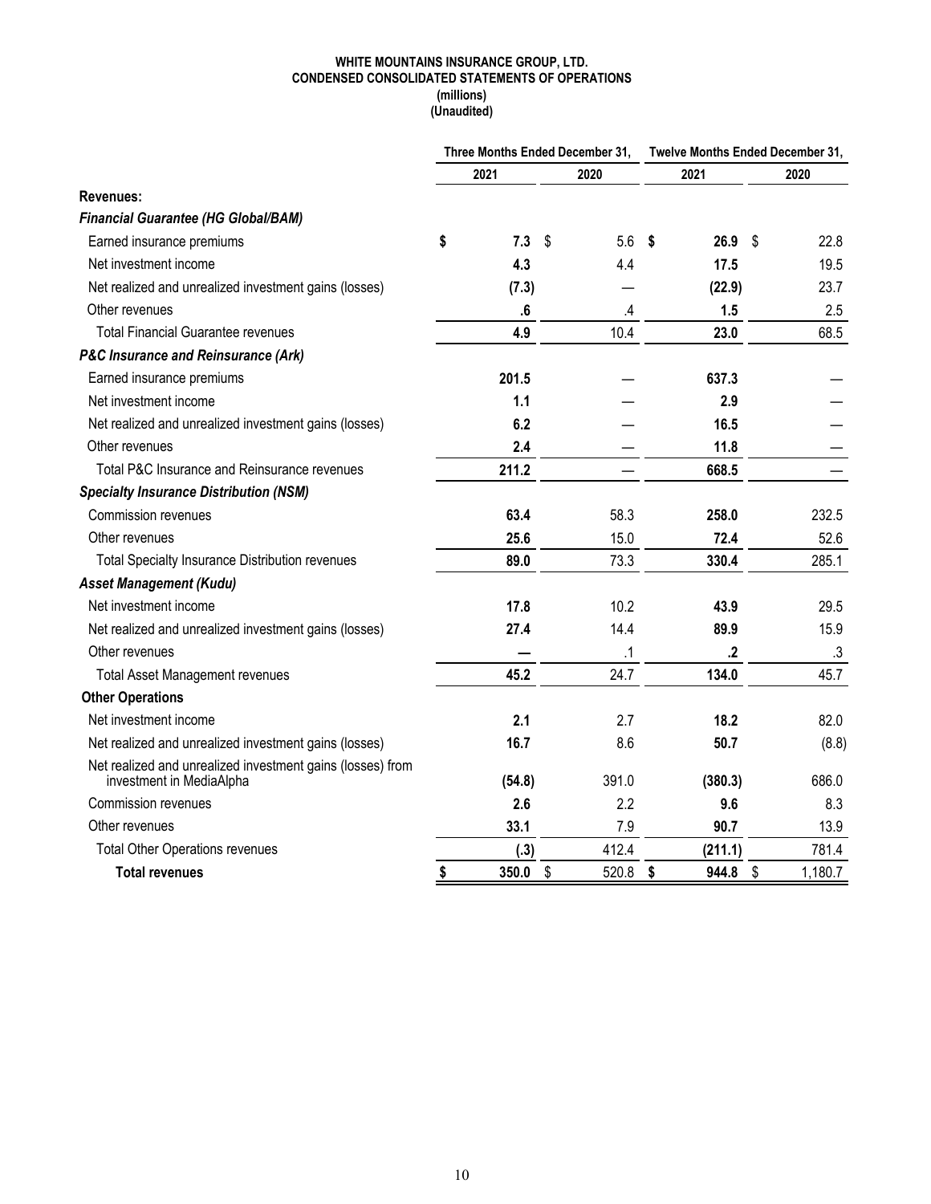**WHITE MOUNTAINS INSURANCE GROUP, LTD.**
**CONDENSED CONSOLIDATED STATEMENTS OF OPERATIONS**
**(millions)**
**(Unaudited)**

| | Three Months Ended December 31, | | Twelve Months Ended December 31, | |
|---|---|---|---|---|
| | 2021 | 2020 | 2021 | 2020 |
| **Revenues:** | | | | |
| ***Financial Guarantee (HG Global/BAM)*** | | | | |
| Earned insurance premiums | **$ 7.3** | $ 5.6 | **$ 26.9** | $ 22.8 |
| Net investment income | **4.3** | 4.4 | **17.5** | 19.5 |
| Net realized and unrealized investment gains (losses) | **(7.3)** | — | **(22.9)** | 23.7 |
| Other revenues | **.6** | .4 | **1.5** | 2.5 |
| Total Financial Guarantee revenues | **4.9** | 10.4 | **23.0** | 68.5 |
| ***P&C Insurance and Reinsurance (Ark)*** | | | | |
| Earned insurance premiums | **201.5** | — | **637.3** | — |
| Net investment income | **1.1** | — | **2.9** | — |
| Net realized and unrealized investment gains (losses) | **6.2** | — | **16.5** | — |
| Other revenues | **2.4** | — | **11.8** | — |
| Total P&C Insurance and Reinsurance revenues | **211.2** | — | **668.5** | — |
| ***Specialty Insurance Distribution (NSM)*** | | | | |
| Commission revenues | **63.4** | 58.3 | **258.0** | 232.5 |
| Other revenues | **25.6** | 15.0 | **72.4** | 52.6 |
| Total Specialty Insurance Distribution revenues | **89.0** | 73.3 | **330.4** | 285.1 |
| ***Asset Management (Kudu)*** | | | | |
| Net investment income | **17.8** | 10.2 | **43.9** | 29.5 |
| Net realized and unrealized investment gains (losses) | **27.4** | 14.4 | **89.9** | 15.9 |
| Other revenues | **—** | .1 | **.2** | .3 |
| Total Asset Management revenues | **45.2** | 24.7 | **134.0** | 45.7 |
| **Other Operations** | | | | |
| Net investment income | **2.1** | 2.7 | **18.2** | 82.0 |
| Net realized and unrealized investment gains (losses) | **16.7** | 8.6 | **50.7** | (8.8) |
| Net realized and unrealized investment gains (losses) from investment in MediaAlpha | **(54.8)** | 391.0 | **(380.3)** | 686.0 |
| Commission revenues | **2.6** | 2.2 | **9.6** | 8.3 |
| Other revenues | **33.1** | 7.9 | **90.7** | 13.9 |
| Total Other Operations revenues | **(.3)** | 412.4 | **(211.1)** | 781.4 |
| **Total revenues** | **$ 350.0** | $ 520.8 | **$ 944.8** | $ 1,180.7 |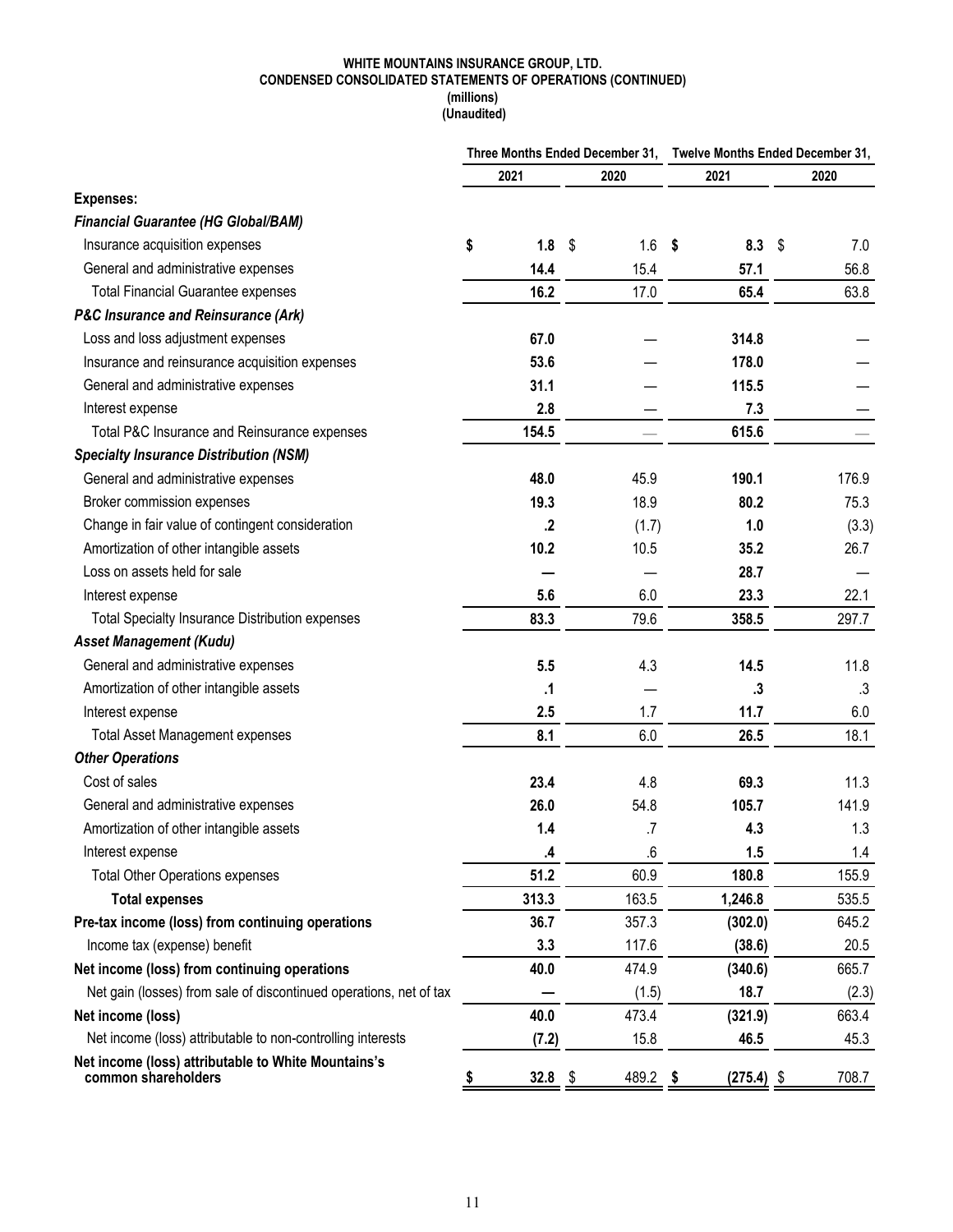**WHITE MOUNTAINS INSURANCE GROUP, LTD.**
**CONDENSED CONSOLIDATED STATEMENTS OF OPERATIONS (CONTINUED)**
**(millions)**
**(Unaudited)**

| | Three Months Ended December 31, | | Twelve Months Ended December 31, | |
|---|---|---|---|---|
| | **2021** | **2020** | **2021** | **2020** |
| **Expenses:** | | | | |
| ***Financial Guarantee (HG Global/BAM)*** | | | | |
| Insurance acquisition expenses | **$ 1.8** | $ 1.6 | **$ 8.3** | $ 7.0 |
| General and administrative expenses | **14.4** | 15.4 | **57.1** | 56.8 |
| Total Financial Guarantee expenses | **16.2** | 17.0 | **65.4** | 63.8 |
| ***P&C Insurance and Reinsurance (Ark)*** | | | | |
| Loss and loss adjustment expenses | **67.0** | — | **314.8** | — |
| Insurance and reinsurance acquisition expenses | **53.6** | — | **178.0** | — |
| General and administrative expenses | **31.1** | — | **115.5** | — |
| Interest expense | **2.8** | — | **7.3** | — |
| Total P&C Insurance and Reinsurance expenses | **154.5** | — | **615.6** | — |
| ***Specialty Insurance Distribution (NSM)*** | | | | |
| General and administrative expenses | **48.0** | 45.9 | **190.1** | 176.9 |
| Broker commission expenses | **19.3** | 18.9 | **80.2** | 75.3 |
| Change in fair value of contingent consideration | **.2** | (1.7) | **1.0** | (3.3) |
| Amortization of other intangible assets | **10.2** | 10.5 | **35.2** | 26.7 |
| Loss on assets held for sale | **—** | — | **28.7** | — |
| Interest expense | **5.6** | 6.0 | **23.3** | 22.1 |
| Total Specialty Insurance Distribution expenses | **83.3** | 79.6 | **358.5** | 297.7 |
| ***Asset Management (Kudu)*** | | | | |
| General and administrative expenses | **5.5** | 4.3 | **14.5** | 11.8 |
| Amortization of other intangible assets | **.1** | — | **.3** | .3 |
| Interest expense | **2.5** | 1.7 | **11.7** | 6.0 |
| Total Asset Management expenses | **8.1** | 6.0 | **26.5** | 18.1 |
| ***Other Operations*** | | | | |
| Cost of sales | **23.4** | 4.8 | **69.3** | 11.3 |
| General and administrative expenses | **26.0** | 54.8 | **105.7** | 141.9 |
| Amortization of other intangible assets | **1.4** | .7 | **4.3** | 1.3 |
| Interest expense | **.4** | .6 | **1.5** | 1.4 |
| Total Other Operations expenses | **51.2** | 60.9 | **180.8** | 155.9 |
| **Total expenses** | **313.3** | 163.5 | **1,246.8** | 535.5 |
| **Pre-tax income (loss) from continuing operations** | **36.7** | 357.3 | **(302.0)** | 645.2 |
| Income tax (expense) benefit | **3.3** | 117.6 | **(38.6)** | 20.5 |
| **Net income (loss) from continuing operations** | **40.0** | 474.9 | **(340.6)** | 665.7 |
| Net gain (losses) from sale of discontinued operations, net of tax | **—** | (1.5) | **18.7** | (2.3) |
| **Net income (loss)** | **40.0** | 473.4 | **(321.9)** | 663.4 |
| Net income (loss) attributable to non-controlling interests | **(7.2)** | 15.8 | **46.5** | 45.3 |
| **Net income (loss) attributable to White Mountains's common shareholders** | **$ 32.8** | $ 489.2 | **$ (275.4)** | $ 708.7 |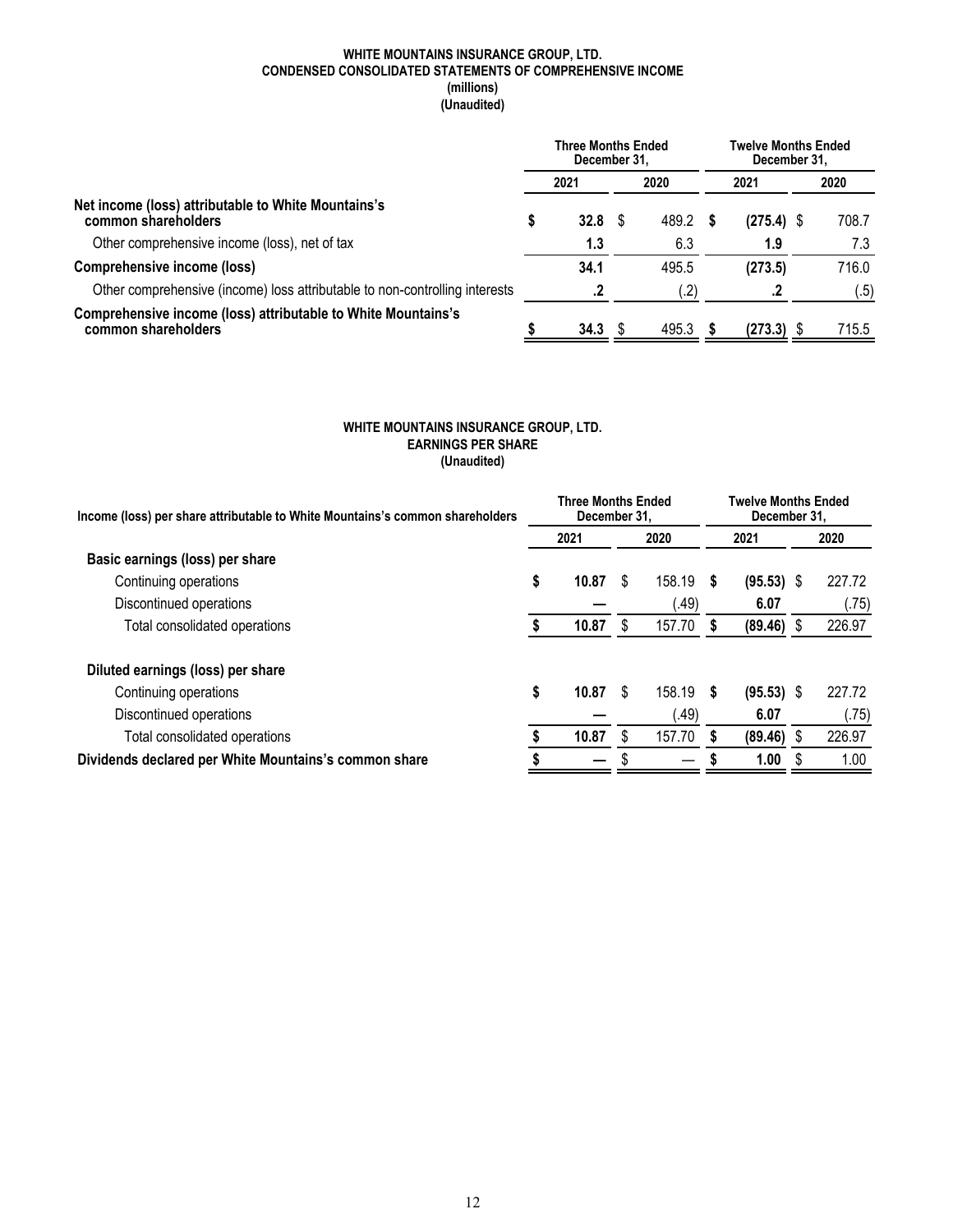**WHITE MOUNTAINS INSURANCE GROUP, LTD.**
**CONDENSED CONSOLIDATED STATEMENTS OF COMPREHENSIVE INCOME**
**(millions)**
**(Unaudited)**

| | Three Months Ended December 31, | | Twelve Months Ended December 31, | |
|---|---|---|---|---|
| | **2021** | **2020** | **2021** | **2020** |
| **Net income (loss) attributable to White Mountains's common shareholders** | **$ 32.8** | $ 489.2 | **$ (275.4)** | $ 708.7 |
| Other comprehensive income (loss), net of tax | **1.3** | 6.3 | **1.9** | 7.3 |
| **Comprehensive income (loss)** | **34.1** | 495.5 | **(273.5)** | 716.0 |
| Other comprehensive (income) loss attributable to non-controlling interests | **.2** | (.2) | **.2** | (.5) |
| **Comprehensive income (loss) attributable to White Mountains's common shareholders** | **$ 34.3** | $ 495.3 | **$ (273.3)** | $ 715.5 |

**WHITE MOUNTAINS INSURANCE GROUP, LTD.**
**EARNINGS PER SHARE**
**(Unaudited)**

| **Income (loss) per share attributable to White Mountains's common shareholders** | Three Months Ended December 31, | | Twelve Months Ended December 31, | |
|---|---|---|---|---|
| | **2021** | **2020** | **2021** | **2020** |
| **Basic earnings (loss) per share** | | | | |
| Continuing operations | **$ 10.87** | $ 158.19 | **$ (95.53)** | $ 227.72 |
| Discontinued operations | **—** | (.49) | **6.07** | (.75) |
| Total consolidated operations | **$ 10.87** | $ 157.70 | **$ (89.46)** | $ 226.97 |
| **Diluted earnings (loss) per share** | | | | |
| Continuing operations | **$ 10.87** | $ 158.19 | **$ (95.53)** | $ 227.72 |
| Discontinued operations | **—** | (.49) | **6.07** | (.75) |
| Total consolidated operations | **$ 10.87** | $ 157.70 | **$ (89.46)** | $ 226.97 |
| **Dividends declared per White Mountains's common share** | **$ —** | $ — | **$ 1.00** | $ 1.00 |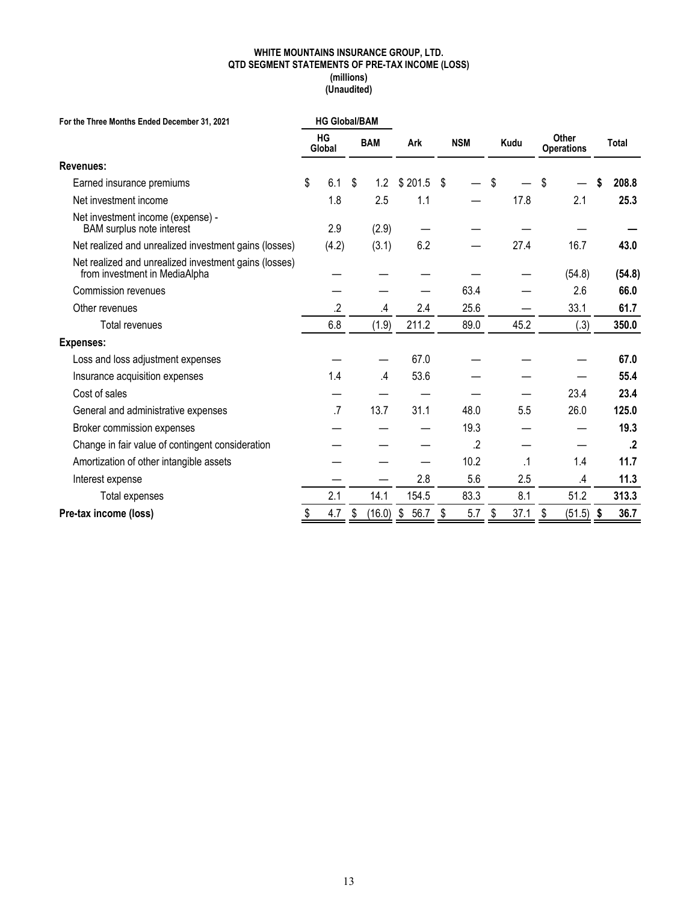**WHITE MOUNTAINS INSURANCE GROUP, LTD.**
**QTD SEGMENT STATEMENTS OF PRE-TAX INCOME (LOSS)**
**(millions)**
**(Unaudited)**

| For the Three Months Ended December 31, 2021 | HG Global/BAM | | | | | | | |
|---|---|---|---|---|---|---|---|---|
| | HG Global | BAM | Ark | NSM | Kudu | Other Operations | Total |
| **Revenues:** | | | | | | | |
| Earned insurance premiums | $ 6.1 | $ 1.2 | $ 201.5 | $ — | $ — | $ — | **$ 208.8** |
| Net investment income | 1.8 | 2.5 | 1.1 | — | 17.8 | 2.1 | **25.3** |
| Net investment income (expense) - BAM surplus note interest | 2.9 | (2.9) | — | — | — | — | **—** |
| Net realized and unrealized investment gains (losses) | (4.2) | (3.1) | 6.2 | — | 27.4 | 16.7 | **43.0** |
| Net realized and unrealized investment gains (losses) from investment in MediaAlpha | — | — | — | — | — | (54.8) | **(54.8)** |
| Commission revenues | — | — | — | 63.4 | — | 2.6 | **66.0** |
| Other revenues | .2 | .4 | 2.4 | 25.6 | — | 33.1 | **61.7** |
| Total revenues | 6.8 | (1.9) | 211.2 | 89.0 | 45.2 | (.3) | **350.0** |
| **Expenses:** | | | | | | | |
| Loss and loss adjustment expenses | — | — | 67.0 | — | — | — | **67.0** |
| Insurance acquisition expenses | 1.4 | .4 | 53.6 | — | — | — | **55.4** |
| Cost of sales | — | — | — | — | — | 23.4 | **23.4** |
| General and administrative expenses | .7 | 13.7 | 31.1 | 48.0 | 5.5 | 26.0 | **125.0** |
| Broker commission expenses | — | — | — | 19.3 | — | — | **19.3** |
| Change in fair value of contingent consideration | — | — | — | .2 | — | — | **.2** |
| Amortization of other intangible assets | — | — | — | 10.2 | .1 | 1.4 | **11.7** |
| Interest expense | — | — | 2.8 | 5.6 | 2.5 | .4 | **11.3** |
| Total expenses | 2.1 | 14.1 | 154.5 | 83.3 | 8.1 | 51.2 | **313.3** |
| **Pre-tax income (loss)** | $ 4.7 | $ (16.0) | $ 56.7 | $ 5.7 | $ 37.1 | $ (51.5) | **$ 36.7** |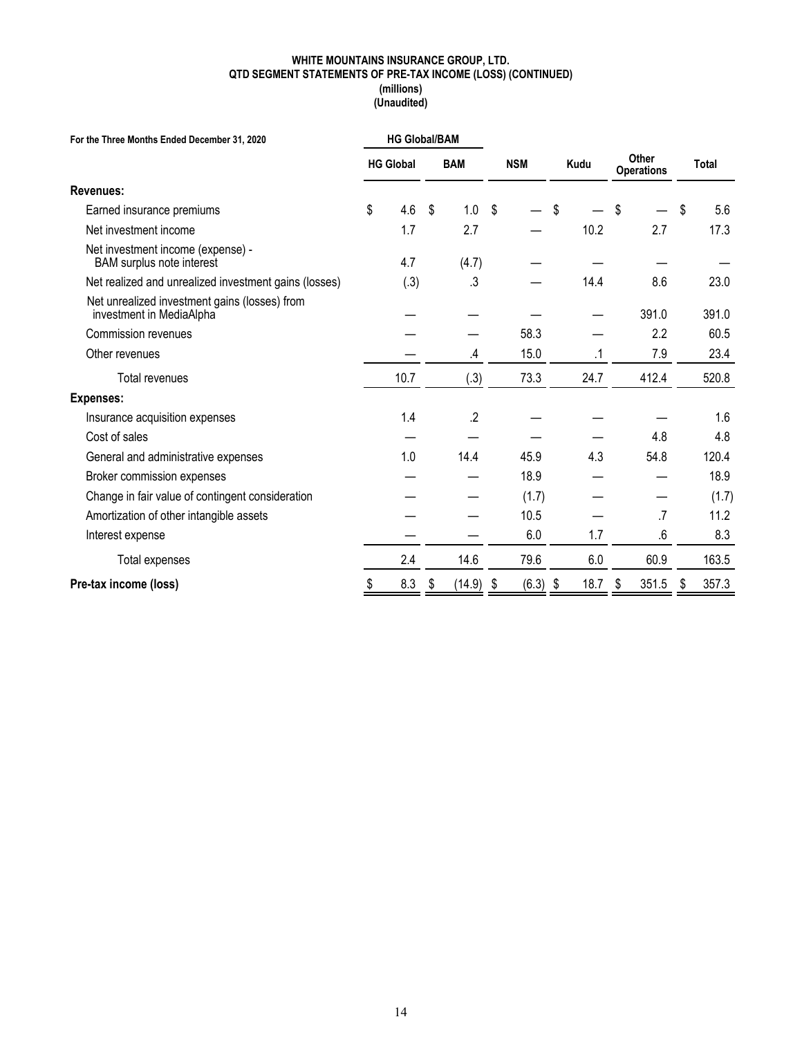**WHITE MOUNTAINS INSURANCE GROUP, LTD.**
**QTD SEGMENT STATEMENTS OF PRE-TAX INCOME (LOSS) (CONTINUED)**
**(millions)**
**(Unaudited)**

| For the Three Months Ended December 31, 2020 | HG Global/BAM | | | | | |
|---|---|---|---|---|---|---|
| | HG Global | BAM | NSM | Kudu | Other Operations | Total |
| **Revenues:** | | | | | | |
| Earned insurance premiums | $ 4.6 | $ 1.0 | $ — | $ — | $ — | $ 5.6 |
| Net investment income | 1.7 | 2.7 | — | 10.2 | 2.7 | 17.3 |
| Net investment income (expense) - BAM surplus note interest | 4.7 | (4.7) | — | — | — | — |
| Net realized and unrealized investment gains (losses) | (.3) | .3 | — | 14.4 | 8.6 | 23.0 |
| Net unrealized investment gains (losses) from investment in MediaAlpha | — | — | — | — | 391.0 | 391.0 |
| Commission revenues | — | — | 58.3 | — | 2.2 | 60.5 |
| Other revenues | — | .4 | 15.0 | .1 | 7.9 | 23.4 |
| Total revenues | 10.7 | (.3) | 73.3 | 24.7 | 412.4 | 520.8 |
| **Expenses:** | | | | | | |
| Insurance acquisition expenses | 1.4 | .2 | — | — | — | 1.6 |
| Cost of sales | — | — | — | — | 4.8 | 4.8 |
| General and administrative expenses | 1.0 | 14.4 | 45.9 | 4.3 | 54.8 | 120.4 |
| Broker commission expenses | — | — | 18.9 | — | — | 18.9 |
| Change in fair value of contingent consideration | — | — | (1.7) | — | — | (1.7) |
| Amortization of other intangible assets | — | — | 10.5 | — | .7 | 11.2 |
| Interest expense | — | — | 6.0 | 1.7 | .6 | 8.3 |
| Total expenses | 2.4 | 14.6 | 79.6 | 6.0 | 60.9 | 163.5 |
| **Pre-tax income (loss)** | $ 8.3 | $ (14.9) | $ (6.3) | $ 18.7 | $ 351.5 | $ 357.3 |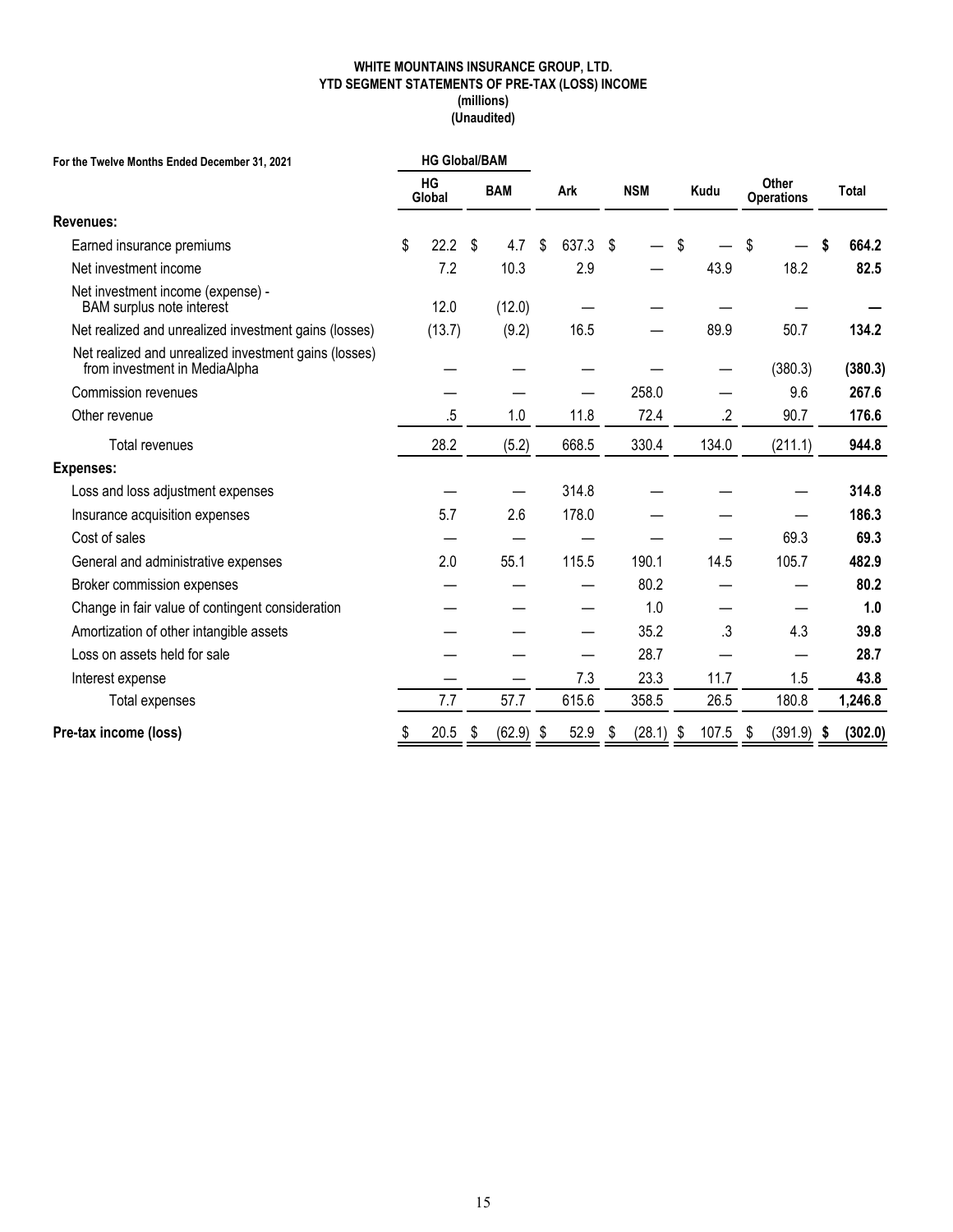**WHITE MOUNTAINS INSURANCE GROUP, LTD.**
**YTD SEGMENT STATEMENTS OF PRE-TAX (LOSS) INCOME**
**(millions)**
**(Unaudited)**

| For the Twelve Months Ended December 31, 2021 | HG Global/BAM | | | | | | |
|---|---|---|---|---|---|---|---|
| | HG Global | BAM | Ark | NSM | Kudu | Other Operations | Total |
| **Revenues:** | | | | | | | |
| Earned insurance premiums | $ 22.2 | $ 4.7 | $ 637.3 | $ — | $ — | $ — | **$ 664.2** |
| Net investment income | 7.2 | 10.3 | 2.9 | — | 43.9 | 18.2 | **82.5** |
| Net investment income (expense) - BAM surplus note interest | 12.0 | (12.0) | — | — | — | — | **—** |
| Net realized and unrealized investment gains (losses) | (13.7) | (9.2) | 16.5 | — | 89.9 | 50.7 | **134.2** |
| Net realized and unrealized investment gains (losses) from investment in MediaAlpha | — | — | — | — | — | (380.3) | **(380.3)** |
| Commission revenues | — | — | — | 258.0 | — | 9.6 | **267.6** |
| Other revenue | .5 | 1.0 | 11.8 | 72.4 | .2 | 90.7 | **176.6** |
| Total revenues | 28.2 | (5.2) | 668.5 | 330.4 | 134.0 | (211.1) | **944.8** |
| **Expenses:** | | | | | | | |
| Loss and loss adjustment expenses | — | — | 314.8 | — | — | — | **314.8** |
| Insurance acquisition expenses | 5.7 | 2.6 | 178.0 | — | — | — | **186.3** |
| Cost of sales | — | — | — | — | — | 69.3 | **69.3** |
| General and administrative expenses | 2.0 | 55.1 | 115.5 | 190.1 | 14.5 | 105.7 | **482.9** |
| Broker commission expenses | — | — | — | 80.2 | — | — | **80.2** |
| Change in fair value of contingent consideration | — | — | — | 1.0 | — | — | **1.0** |
| Amortization of other intangible assets | — | — | — | 35.2 | .3 | 4.3 | **39.8** |
| Loss on assets held for sale | — | — | — | 28.7 | — | — | **28.7** |
| Interest expense | — | — | 7.3 | 23.3 | 11.7 | 1.5 | **43.8** |
| Total expenses | 7.7 | 57.7 | 615.6 | 358.5 | 26.5 | 180.8 | **1,246.8** |
| **Pre-tax income (loss)** | $ 20.5 | $ (62.9) | $ 52.9 | $ (28.1) | $ 107.5 | $ (391.9) | **$ (302.0)** |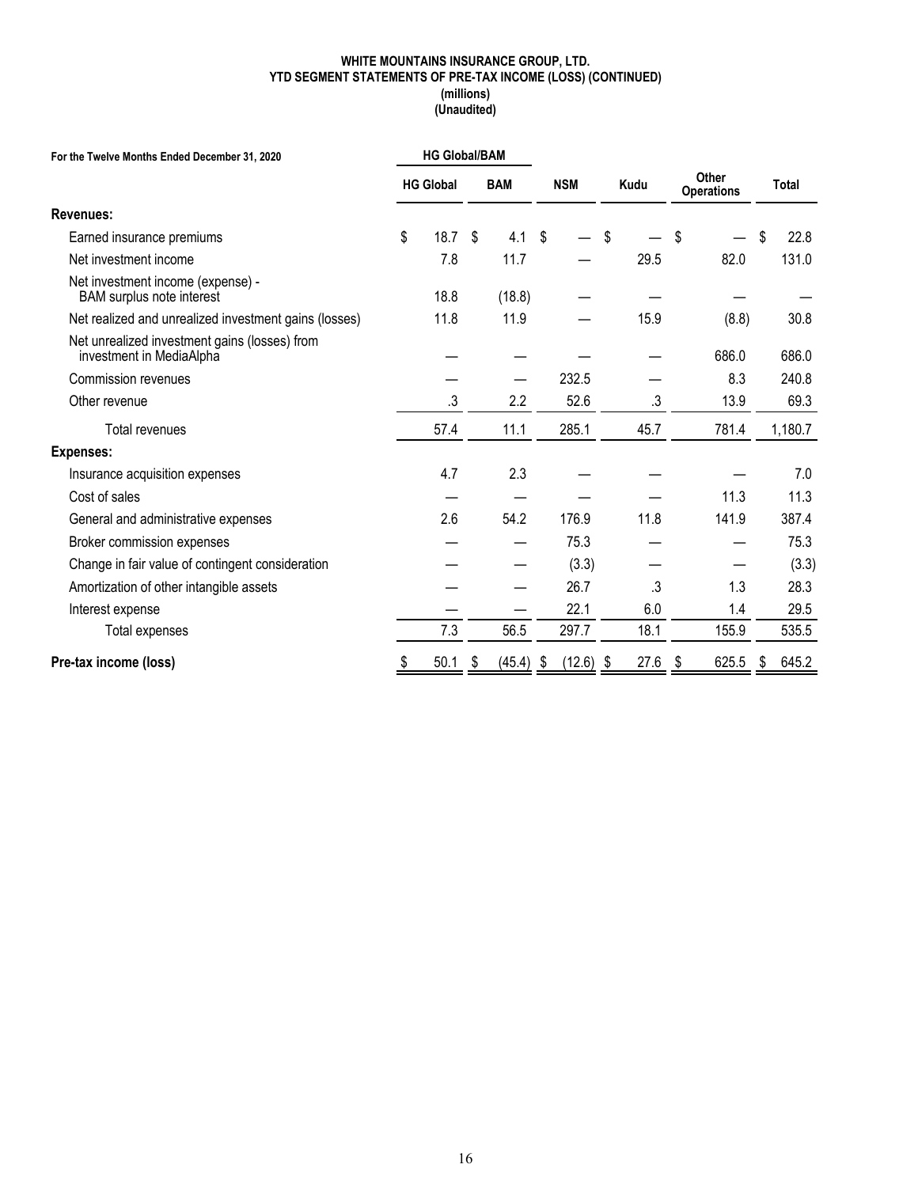**WHITE MOUNTAINS INSURANCE GROUP, LTD.**
**YTD SEGMENT STATEMENTS OF PRE-TAX INCOME (LOSS) (CONTINUED)**
**(millions)**
**(Unaudited)**

| For the Twelve Months Ended December 31, 2020 | HG Global/BAM | | | | | |
|---|---|---|---|---|---|---|
| | HG Global | BAM | NSM | Kudu | Other Operations | Total |
| **Revenues:** | | | | | | |
| Earned insurance premiums | $ 18.7 | $ 4.1 | $ — | $ — | $ — | $ 22.8 |
| Net investment income | 7.8 | 11.7 | — | 29.5 | 82.0 | 131.0 |
| Net investment income (expense) - BAM surplus note interest | 18.8 | (18.8) | — | — | — | — |
| Net realized and unrealized investment gains (losses) | 11.8 | 11.9 | — | 15.9 | (8.8) | 30.8 |
| Net unrealized investment gains (losses) from investment in MediaAlpha | — | — | — | — | 686.0 | 686.0 |
| Commission revenues | — | — | 232.5 | — | 8.3 | 240.8 |
| Other revenue | .3 | 2.2 | 52.6 | .3 | 13.9 | 69.3 |
| Total revenues | 57.4 | 11.1 | 285.1 | 45.7 | 781.4 | 1,180.7 |
| **Expenses:** | | | | | | |
| Insurance acquisition expenses | 4.7 | 2.3 | — | — | — | 7.0 |
| Cost of sales | — | — | — | — | 11.3 | 11.3 |
| General and administrative expenses | 2.6 | 54.2 | 176.9 | 11.8 | 141.9 | 387.4 |
| Broker commission expenses | — | — | 75.3 | — | — | 75.3 |
| Change in fair value of contingent consideration | — | — | (3.3) | — | — | (3.3) |
| Amortization of other intangible assets | — | — | 26.7 | .3 | 1.3 | 28.3 |
| Interest expense | — | — | 22.1 | 6.0 | 1.4 | 29.5 |
| Total expenses | 7.3 | 56.5 | 297.7 | 18.1 | 155.9 | 535.5 |
| **Pre-tax income (loss)** | $ 50.1 | $ (45.4) | $ (12.6) | $ 27.6 | $ 625.5 | $ 645.2 |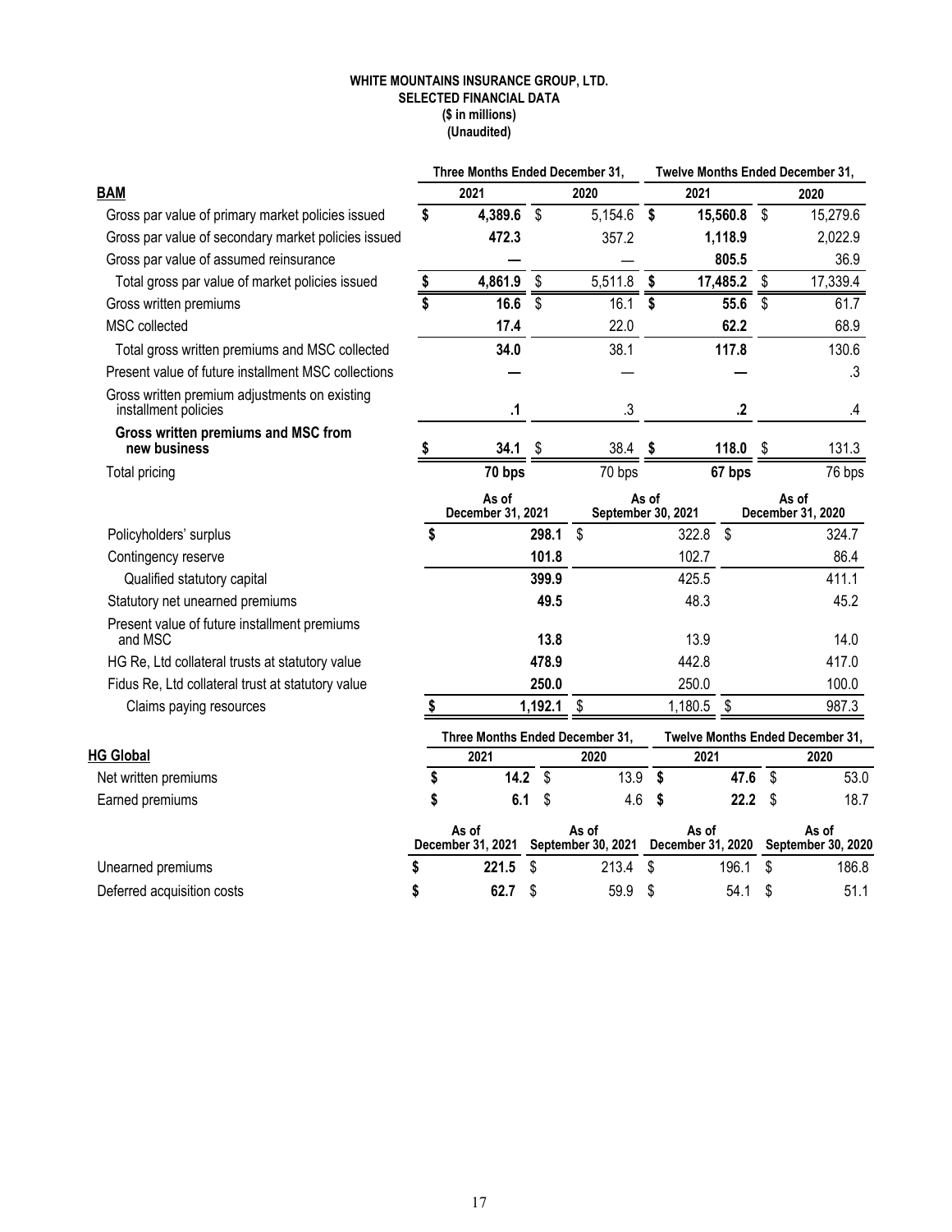**WHITE MOUNTAINS INSURANCE GROUP, LTD.**
**SELECTED FINANCIAL DATA**
**($ in millions)**
**(Unaudited)**

| | Three Months Ended December 31, | | Twelve Months Ended December 31, | |
|---|---|---|---|---|
| **BAM** | **2021** | **2020** | **2021** | **2020** |
| Gross par value of primary market policies issued | **$ 4,389.6** | $ 5,154.6 | **$ 15,560.8** | $ 15,279.6 |
| Gross par value of secondary market policies issued | **472.3** | 357.2 | **1,118.9** | 2,022.9 |
| Gross par value of assumed reinsurance | **—** | — | **805.5** | 36.9 |
| Total gross par value of market policies issued | **$ 4,861.9** | $ 5,511.8 | **$ 17,485.2** | $ 17,339.4 |
| Gross written premiums | **$ 16.6** | $ 16.1 | **$ 55.6** | $ 61.7 |
| MSC collected | **17.4** | 22.0 | **62.2** | 68.9 |
| Total gross written premiums and MSC collected | **34.0** | 38.1 | **117.8** | 130.6 |
| Present value of future installment MSC collections | **—** | — | **—** | .3 |
| Gross written premium adjustments on existing installment policies | **.1** | .3 | **.2** | .4 |
| **Gross written premiums and MSC from new business** | **$ 34.1** | $ 38.4 | **$ 118.0** | $ 131.3 |
| Total pricing | **70 bps** | 70 bps | **67 bps** | 76 bps |

| | As of December 31, 2021 | As of September 30, 2021 | As of December 31, 2020 |
|---|---|---|---|
| Policyholders' surplus | **$ 298.1** | $ 322.8 | $ 324.7 |
| Contingency reserve | **101.8** | 102.7 | 86.4 |
| Qualified statutory capital | **399.9** | 425.5 | 411.1 |
| Statutory net unearned premiums | **49.5** | 48.3 | 45.2 |
| Present value of future installment premiums and MSC | **13.8** | 13.9 | 14.0 |
| HG Re, Ltd collateral trusts at statutory value | **478.9** | 442.8 | 417.0 |
| Fidus Re, Ltd collateral trust at statutory value | **250.0** | 250.0 | 100.0 |
| Claims paying resources | **$ 1,192.1** | $ 1,180.5 | $ 987.3 |

| | Three Months Ended December 31, | | Twelve Months Ended December 31, | |
|---|---|---|---|---|
| **HG Global** | **2021** | **2020** | **2021** | **2020** |
| Net written premiums | **$ 14.2** | $ 13.9 | **$ 47.6** | $ 53.0 |
| Earned premiums | **$ 6.1** | $ 4.6 | **$ 22.2** | $ 18.7 |

| | As of December 31, 2021 | As of September 30, 2021 | As of December 31, 2020 | As of September 30, 2020 |
|---|---|---|---|---|
| Unearned premiums | **$ 221.5** | $ 213.4 | $ 196.1 | $ 186.8 |
| Deferred acquisition costs | **$ 62.7** | $ 59.9 | $ 54.1 | $ 51.1 |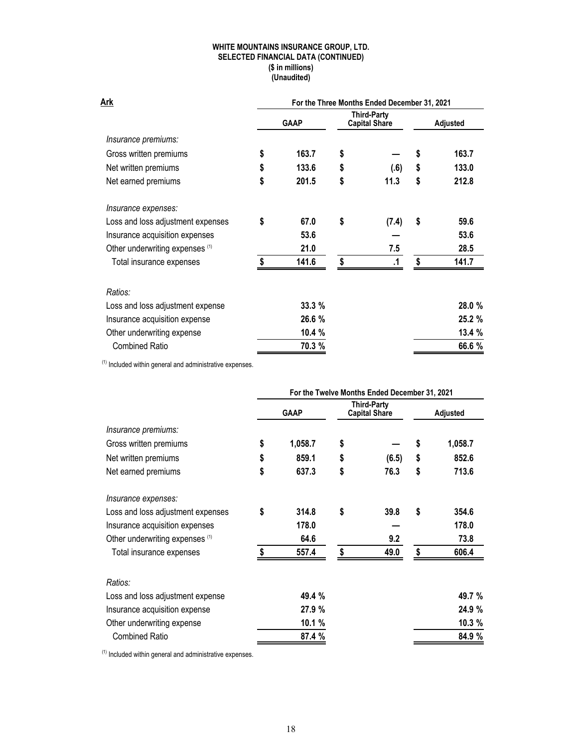**WHITE MOUNTAINS INSURANCE GROUP, LTD.**
**SELECTED FINANCIAL DATA (CONTINUED)**
**($ in millions)**
**(Unaudited)**

**Ark**

| | For the Three Months Ended December 31, 2021 | | |
|---|---|---|---|
| | GAAP | Third-Party Capital Share | Adjusted |
| *Insurance premiums:* | | | |
| Gross written premiums | $ 163.7 | $ — | $ 163.7 |
| Net written premiums | $ 133.6 | $ (.6) | $ 133.0 |
| Net earned premiums | $ 201.5 | $ 11.3 | $ 212.8 |
| *Insurance expenses:* | | | |
| Loss and loss adjustment expenses | $ 67.0 | $ (7.4) | $ 59.6 |
| Insurance acquisition expenses | 53.6 | — | 53.6 |
| Other underwriting expenses [(1)] | 21.0 | 7.5 | 28.5 |
| Total insurance expenses | $ 141.6 | $ .1 | $ 141.7 |
| *Ratios:* | | | |
| Loss and loss adjustment expense | 33.3 % | | 28.0 % |
| Insurance acquisition expense | 26.6 % | | 25.2 % |
| Other underwriting expense | 10.4 % | | 13.4 % |
| Combined Ratio | 70.3 % | | 66.6 % |

[(1)] Included within general and administrative expenses.

| | For the Twelve Months Ended December 31, 2021 | | |
|---|---|---|---|
| | GAAP | Third-Party Capital Share | Adjusted |
| *Insurance premiums:* | | | |
| Gross written premiums | $ 1,058.7 | $ — | $ 1,058.7 |
| Net written premiums | $ 859.1 | $ (6.5) | $ 852.6 |
| Net earned premiums | $ 637.3 | $ 76.3 | $ 713.6 |
| *Insurance expenses:* | | | |
| Loss and loss adjustment expenses | $ 314.8 | $ 39.8 | $ 354.6 |
| Insurance acquisition expenses | 178.0 | — | 178.0 |
| Other underwriting expenses [(1)] | 64.6 | 9.2 | 73.8 |
| Total insurance expenses | $ 557.4 | $ 49.0 | $ 606.4 |
| *Ratios:* | | | |
| Loss and loss adjustment expense | 49.4 % | | 49.7 % |
| Insurance acquisition expense | 27.9 % | | 24.9 % |
| Other underwriting expense | 10.1 % | | 10.3 % |
| Combined Ratio | 87.4 % | | 84.9 % |

[(1)] Included within general and administrative expenses.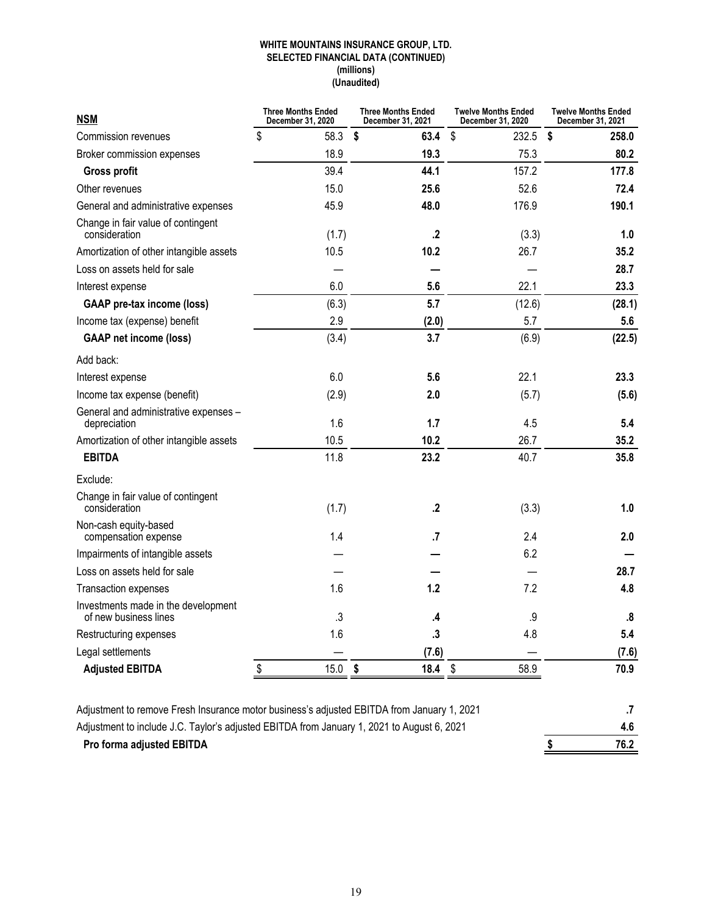**WHITE MOUNTAINS INSURANCE GROUP, LTD.**
**SELECTED FINANCIAL DATA (CONTINUED)**
**(millions)**
**(Unaudited)**

| NSM | Three Months Ended December 31, 2020 | Three Months Ended December 31, 2021 | Twelve Months Ended December 31, 2020 | Twelve Months Ended December 31, 2021 |
|---|---|---|---|---|
| Commission revenues | $ 58.3 | **$ 63.4** | $ 232.5 | **$ 258.0** |
| Broker commission expenses | 18.9 | **19.3** | 75.3 | **80.2** |
| **Gross profit** | 39.4 | **44.1** | 157.2 | **177.8** |
| Other revenues | 15.0 | **25.6** | 52.6 | **72.4** |
| General and administrative expenses | 45.9 | **48.0** | 176.9 | **190.1** |
| Change in fair value of contingent consideration | (1.7) | **.2** | (3.3) | **1.0** |
| Amortization of other intangible assets | 10.5 | **10.2** | 26.7 | **35.2** |
| Loss on assets held for sale | — | **—** | — | **28.7** |
| Interest expense | 6.0 | **5.6** | 22.1 | **23.3** |
| **GAAP pre-tax income (loss)** | (6.3) | **5.7** | (12.6) | **(28.1)** |
| Income tax (expense) benefit | 2.9 | **(2.0)** | 5.7 | **5.6** |
| **GAAP net income (loss)** | (3.4) | **3.7** | (6.9) | **(22.5)** |
| Add back: | | | | |
| Interest expense | 6.0 | **5.6** | 22.1 | **23.3** |
| Income tax expense (benefit) | (2.9) | **2.0** | (5.7) | **(5.6)** |
| General and administrative expenses – depreciation | 1.6 | **1.7** | 4.5 | **5.4** |
| Amortization of other intangible assets | 10.5 | **10.2** | 26.7 | **35.2** |
| **EBITDA** | 11.8 | **23.2** | 40.7 | **35.8** |
| Exclude: | | | | |
| Change in fair value of contingent consideration | (1.7) | **.2** | (3.3) | **1.0** |
| Non-cash equity-based compensation expense | 1.4 | **.7** | 2.4 | **2.0** |
| Impairments of intangible assets | — | **—** | 6.2 | **—** |
| Loss on assets held for sale | — | **—** | — | **28.7** |
| Transaction expenses | 1.6 | **1.2** | 7.2 | **4.8** |
| Investments made in the development of new business lines | .3 | **.4** | .9 | **.8** |
| Restructuring expenses | 1.6 | **.3** | 4.8 | **5.4** |
| Legal settlements | — | **(7.6)** | — | **(7.6)** |
| **Adjusted EBITDA** | $ 15.0 | **$ 18.4** | $ 58.9 | **70.9** |

| | |
|---|---|
| Adjustment to remove Fresh Insurance motor business's adjusted EBITDA from January 1, 2021 | **.7** |
| Adjustment to include J.C. Taylor's adjusted EBITDA from January 1, 2021 to August 6, 2021 | **4.6** |
| **Pro forma adjusted EBITDA** | **$ 76.2** |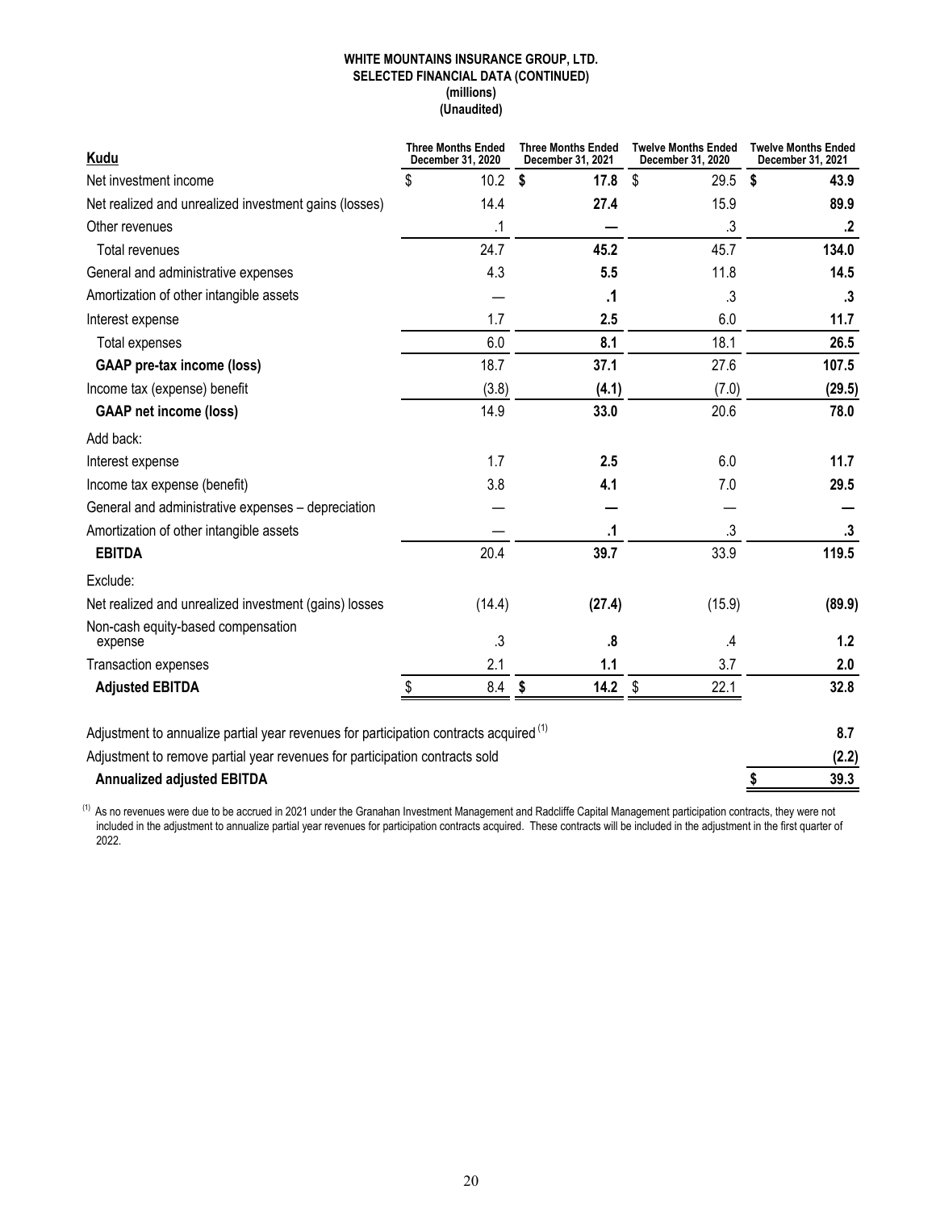**WHITE MOUNTAINS INSURANCE GROUP, LTD.**
**SELECTED FINANCIAL DATA (CONTINUED)**
**(millions)**
**(Unaudited)**

| Kudu | Three Months Ended December 31, 2020 | Three Months Ended December 31, 2021 | Twelve Months Ended December 31, 2020 | Twelve Months Ended December 31, 2021 |
|---|---|---|---|---|
| Net investment income | $ 10.2 | **$ 17.8** | $ 29.5 | **$ 43.9** |
| Net realized and unrealized investment gains (losses) | 14.4 | **27.4** | 15.9 | **89.9** |
| Other revenues | .1 | **—** | .3 | **.2** |
| Total revenues | 24.7 | **45.2** | 45.7 | **134.0** |
| General and administrative expenses | 4.3 | **5.5** | 11.8 | **14.5** |
| Amortization of other intangible assets | — | **.1** | .3 | **.3** |
| Interest expense | 1.7 | **2.5** | 6.0 | **11.7** |
| Total expenses | 6.0 | **8.1** | 18.1 | **26.5** |
| **GAAP pre-tax income (loss)** | 18.7 | **37.1** | 27.6 | **107.5** |
| Income tax (expense) benefit | (3.8) | **(4.1)** | (7.0) | **(29.5)** |
| **GAAP net income (loss)** | 14.9 | **33.0** | 20.6 | **78.0** |
| Add back: | | | | |
| Interest expense | 1.7 | **2.5** | 6.0 | **11.7** |
| Income tax expense (benefit) | 3.8 | **4.1** | 7.0 | **29.5** |
| General and administrative expenses – depreciation | — | **—** | — | **—** |
| Amortization of other intangible assets | — | **.1** | .3 | **.3** |
| **EBITDA** | 20.4 | **39.7** | 33.9 | **119.5** |
| Exclude: | | | | |
| Net realized and unrealized investment (gains) losses | (14.4) | **(27.4)** | (15.9) | **(89.9)** |
| Non-cash equity-based compensation expense | .3 | **.8** | .4 | **1.2** |
| Transaction expenses | 2.1 | **1.1** | 3.7 | **2.0** |
| **Adjusted EBITDA** | $ 8.4 | **$ 14.2** | $ 22.1 | **32.8** |
| Adjustment to annualize partial year revenues for participation contracts acquired [(1)] | | | | **8.7** |
| Adjustment to remove partial year revenues for participation contracts sold | | | | **(2.2)** |
| **Annualized adjusted EBITDA** | | | | **$ 39.3** |

[(1)] As no revenues were due to be accrued in 2021 under the Granahan Investment Management and Radcliffe Capital Management participation contracts, they were not included in the adjustment to annualize partial year revenues for participation contracts acquired. These contracts will be included in the adjustment in the first quarter of 2022.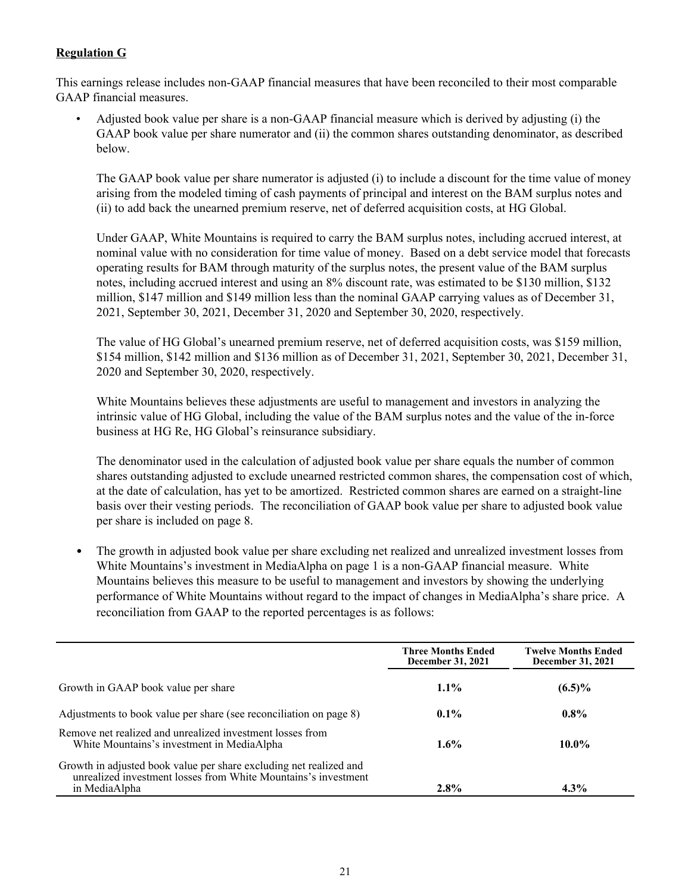**Regulation G**

This earnings release includes non-GAAP financial measures that have been reconciled to their most comparable GAAP financial measures.

- Adjusted book value per share is a non-GAAP financial measure which is derived by adjusting (i) the GAAP book value per share numerator and (ii) the common shares outstanding denominator, as described below.

  The GAAP book value per share numerator is adjusted (i) to include a discount for the time value of money arising from the modeled timing of cash payments of principal and interest on the BAM surplus notes and (ii) to add back the unearned premium reserve, net of deferred acquisition costs, at HG Global.

  Under GAAP, White Mountains is required to carry the BAM surplus notes, including accrued interest, at nominal value with no consideration for time value of money. Based on a debt service model that forecasts operating results for BAM through maturity of the surplus notes, the present value of the BAM surplus notes, including accrued interest and using an 8% discount rate, was estimated to be $130 million, $132 million, $147 million and $149 million less than the nominal GAAP carrying values as of December 31, 2021, September 30, 2021, December 31, 2020 and September 30, 2020, respectively.

  The value of HG Global's unearned premium reserve, net of deferred acquisition costs, was $159 million, $154 million, $142 million and $136 million as of December 31, 2021, September 30, 2021, December 31, 2020 and September 30, 2020, respectively.

  White Mountains believes these adjustments are useful to management and investors in analyzing the intrinsic value of HG Global, including the value of the BAM surplus notes and the value of the in-force business at HG Re, HG Global's reinsurance subsidiary.

  The denominator used in the calculation of adjusted book value per share equals the number of common shares outstanding adjusted to exclude unearned restricted common shares, the compensation cost of which, at the date of calculation, has yet to be amortized. Restricted common shares are earned on a straight-line basis over their vesting periods. The reconciliation of GAAP book value per share to adjusted book value per share is included on page 8.

- The growth in adjusted book value per share excluding net realized and unrealized investment losses from White Mountains's investment in MediaAlpha on page 1 is a non-GAAP financial measure. White Mountains believes this measure to be useful to management and investors by showing the underlying performance of White Mountains without regard to the impact of changes in MediaAlpha's share price. A reconciliation from GAAP to the reported percentages is as follows:

| | Three Months Ended December 31, 2021 | Twelve Months Ended December 31, 2021 |
|---|---|---|
| Growth in GAAP book value per share | **1.1%** | **(6.5)%** |
| Adjustments to book value per share (see reconciliation on page 8) | **0.1%** | **0.8%** |
| Remove net realized and unrealized investment losses from White Mountains's investment in MediaAlpha | **1.6%** | **10.0%** |
| Growth in adjusted book value per share excluding net realized and unrealized investment losses from White Mountains's investment in MediaAlpha | **2.8%** | **4.3%** |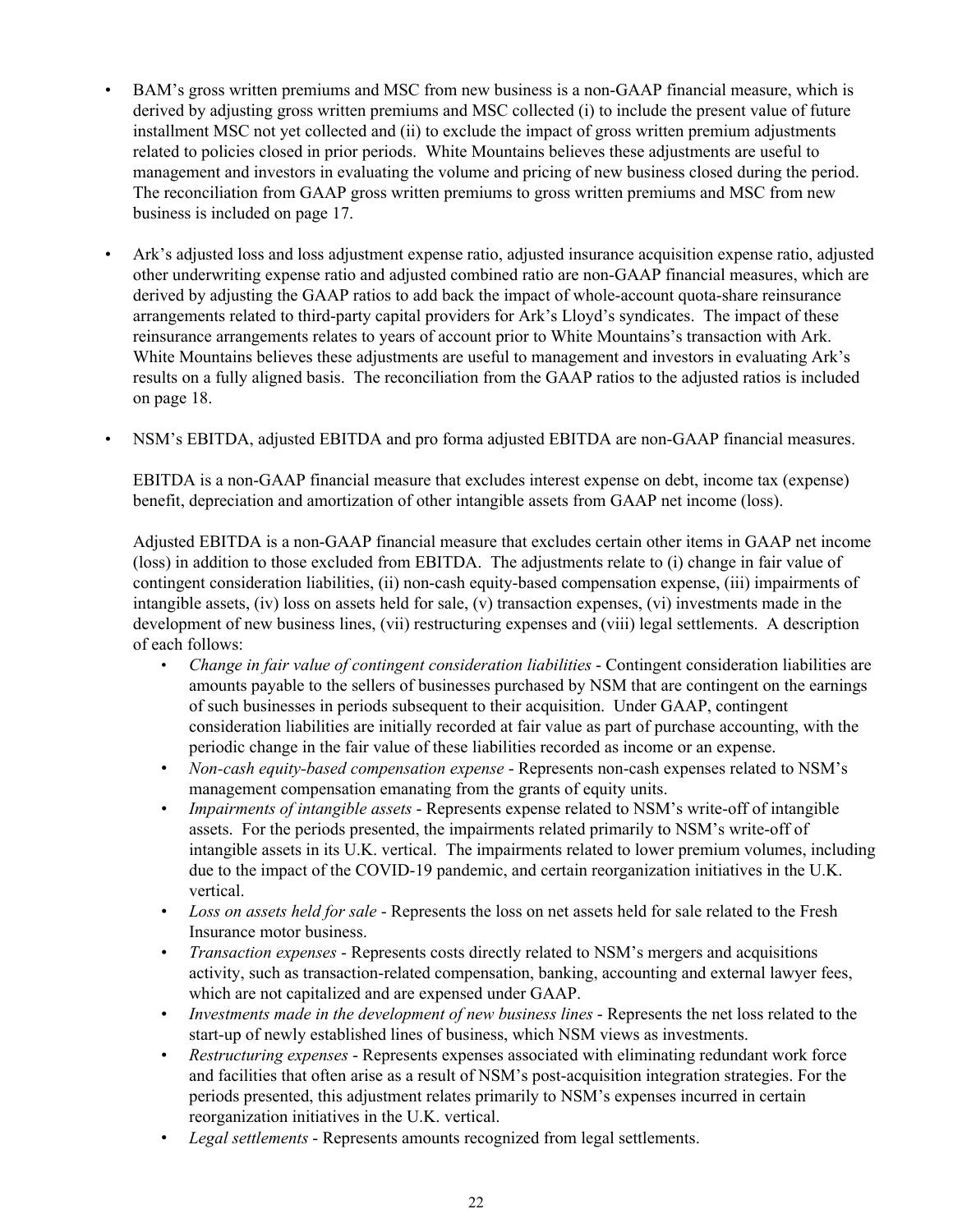- BAM's gross written premiums and MSC from new business is a non-GAAP financial measure, which is derived by adjusting gross written premiums and MSC collected (i) to include the present value of future installment MSC not yet collected and (ii) to exclude the impact of gross written premium adjustments related to policies closed in prior periods. White Mountains believes these adjustments are useful to management and investors in evaluating the volume and pricing of new business closed during the period. The reconciliation from GAAP gross written premiums to gross written premiums and MSC from new business is included on page 17.

- Ark's adjusted loss and loss adjustment expense ratio, adjusted insurance acquisition expense ratio, adjusted other underwriting expense ratio and adjusted combined ratio are non-GAAP financial measures, which are derived by adjusting the GAAP ratios to add back the impact of whole-account quota-share reinsurance arrangements related to third-party capital providers for Ark's Lloyd's syndicates. The impact of these reinsurance arrangements relates to years of account prior to White Mountains's transaction with Ark. White Mountains believes these adjustments are useful to management and investors in evaluating Ark's results on a fully aligned basis. The reconciliation from the GAAP ratios to the adjusted ratios is included on page 18.

- NSM's EBITDA, adjusted EBITDA and pro forma adjusted EBITDA are non-GAAP financial measures.

  EBITDA is a non-GAAP financial measure that excludes interest expense on debt, income tax (expense) benefit, depreciation and amortization of other intangible assets from GAAP net income (loss).

  Adjusted EBITDA is a non-GAAP financial measure that excludes certain other items in GAAP net income (loss) in addition to those excluded from EBITDA. The adjustments relate to (i) change in fair value of contingent consideration liabilities, (ii) non-cash equity-based compensation expense, (iii) impairments of intangible assets, (iv) loss on assets held for sale, (v) transaction expenses, (vi) investments made in the development of new business lines, (vii) restructuring expenses and (viii) legal settlements. A description of each follows:

  - *Change in fair value of contingent consideration liabilities* - Contingent consideration liabilities are amounts payable to the sellers of businesses purchased by NSM that are contingent on the earnings of such businesses in periods subsequent to their acquisition. Under GAAP, contingent consideration liabilities are initially recorded at fair value as part of purchase accounting, with the periodic change in the fair value of these liabilities recorded as income or an expense.
  - *Non-cash equity-based compensation expense* - Represents non-cash expenses related to NSM's management compensation emanating from the grants of equity units.
  - *Impairments of intangible assets* - Represents expense related to NSM's write-off of intangible assets. For the periods presented, the impairments related primarily to NSM's write-off of intangible assets in its U.K. vertical. The impairments related to lower premium volumes, including due to the impact of the COVID-19 pandemic, and certain reorganization initiatives in the U.K. vertical.
  - *Loss on assets held for sale* - Represents the loss on net assets held for sale related to the Fresh Insurance motor business.
  - *Transaction expenses* - Represents costs directly related to NSM's mergers and acquisitions activity, such as transaction-related compensation, banking, accounting and external lawyer fees, which are not capitalized and are expensed under GAAP.
  - *Investments made in the development of new business lines* - Represents the net loss related to the start-up of newly established lines of business, which NSM views as investments.
  - *Restructuring expenses* - Represents expenses associated with eliminating redundant work force and facilities that often arise as a result of NSM's post-acquisition integration strategies. For the periods presented, this adjustment relates primarily to NSM's expenses incurred in certain reorganization initiatives in the U.K. vertical.
  - *Legal settlements* - Represents amounts recognized from legal settlements.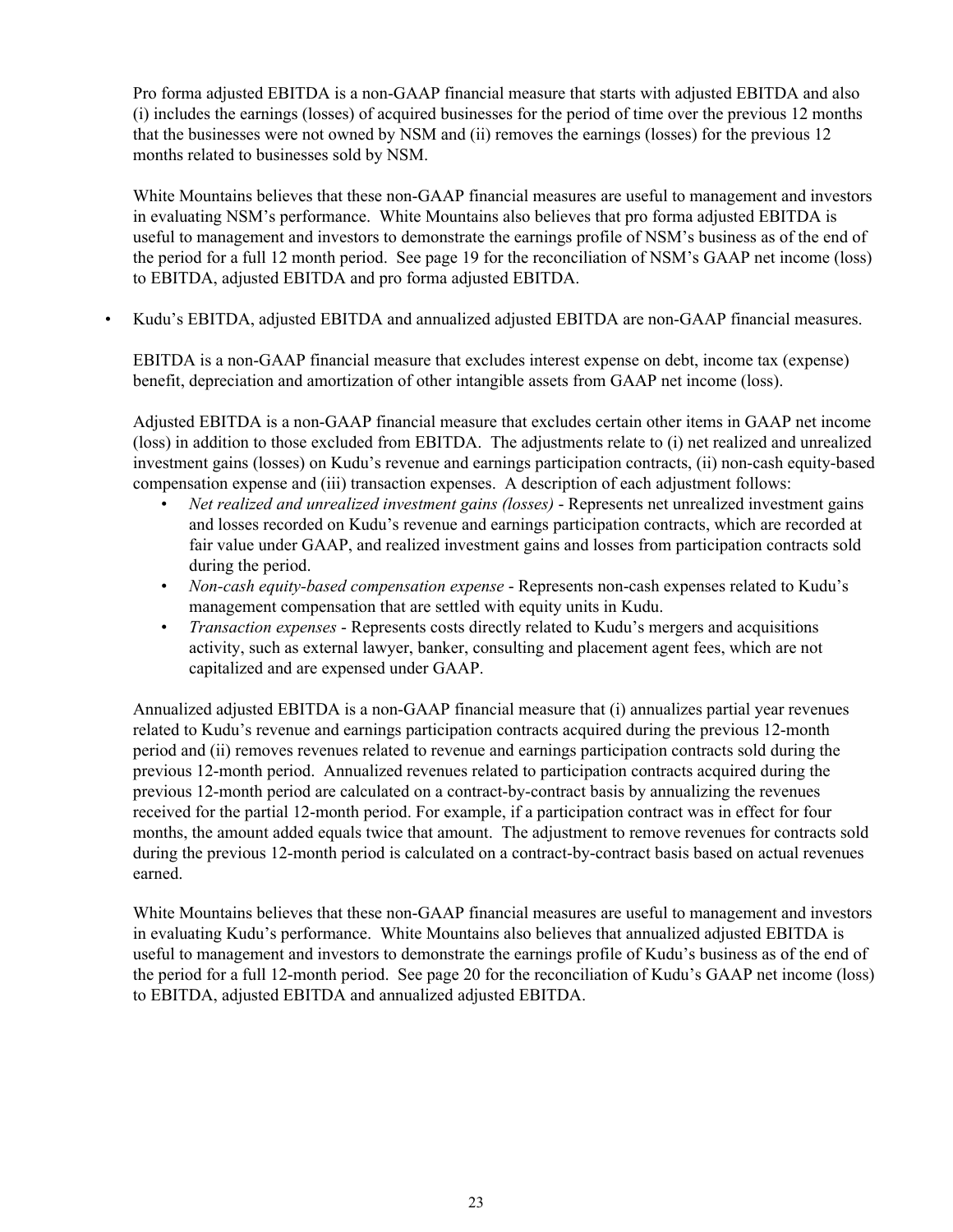Pro forma adjusted EBITDA is a non-GAAP financial measure that starts with adjusted EBITDA and also (i) includes the earnings (losses) of acquired businesses for the period of time over the previous 12 months that the businesses were not owned by NSM and (ii) removes the earnings (losses) for the previous 12 months related to businesses sold by NSM.

White Mountains believes that these non-GAAP financial measures are useful to management and investors in evaluating NSM's performance. White Mountains also believes that pro forma adjusted EBITDA is useful to management and investors to demonstrate the earnings profile of NSM's business as of the end of the period for a full 12 month period. See page 19 for the reconciliation of NSM's GAAP net income (loss) to EBITDA, adjusted EBITDA and pro forma adjusted EBITDA.

- Kudu's EBITDA, adjusted EBITDA and annualized adjusted EBITDA are non-GAAP financial measures.

  EBITDA is a non-GAAP financial measure that excludes interest expense on debt, income tax (expense) benefit, depreciation and amortization of other intangible assets from GAAP net income (loss).

  Adjusted EBITDA is a non-GAAP financial measure that excludes certain other items in GAAP net income (loss) in addition to those excluded from EBITDA. The adjustments relate to (i) net realized and unrealized investment gains (losses) on Kudu's revenue and earnings participation contracts, (ii) non-cash equity-based compensation expense and (iii) transaction expenses. A description of each adjustment follows:

  - *Net realized and unrealized investment gains (losses)* - Represents net unrealized investment gains and losses recorded on Kudu's revenue and earnings participation contracts, which are recorded at fair value under GAAP, and realized investment gains and losses from participation contracts sold during the period.
  - *Non-cash equity-based compensation expense* - Represents non-cash expenses related to Kudu's management compensation that are settled with equity units in Kudu.
  - *Transaction expenses* - Represents costs directly related to Kudu's mergers and acquisitions activity, such as external lawyer, banker, consulting and placement agent fees, which are not capitalized and are expensed under GAAP.

  Annualized adjusted EBITDA is a non-GAAP financial measure that (i) annualizes partial year revenues related to Kudu's revenue and earnings participation contracts acquired during the previous 12-month period and (ii) removes revenues related to revenue and earnings participation contracts sold during the previous 12-month period. Annualized revenues related to participation contracts acquired during the previous 12-month period are calculated on a contract-by-contract basis by annualizing the revenues received for the partial 12-month period. For example, if a participation contract was in effect for four months, the amount added equals twice that amount. The adjustment to remove revenues for contracts sold during the previous 12-month period is calculated on a contract-by-contract basis based on actual revenues earned.

  White Mountains believes that these non-GAAP financial measures are useful to management and investors in evaluating Kudu's performance. White Mountains also believes that annualized adjusted EBITDA is useful to management and investors to demonstrate the earnings profile of Kudu's business as of the end of the period for a full 12-month period. See page 20 for the reconciliation of Kudu's GAAP net income (loss) to EBITDA, adjusted EBITDA and annualized adjusted EBITDA.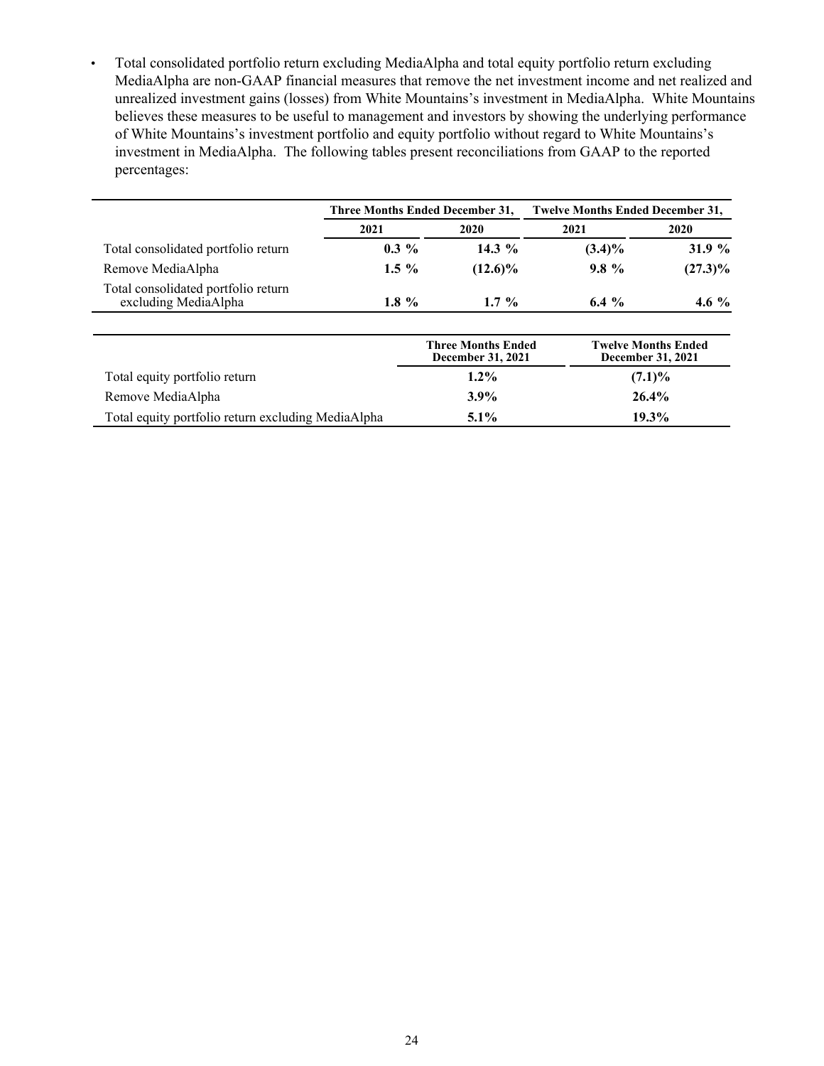- Total consolidated portfolio return excluding MediaAlpha and total equity portfolio return excluding MediaAlpha are non-GAAP financial measures that remove the net investment income and net realized and unrealized investment gains (losses) from White Mountains's investment in MediaAlpha. White Mountains believes these measures to be useful to management and investors by showing the underlying performance of White Mountains's investment portfolio and equity portfolio without regard to White Mountains's investment in MediaAlpha. The following tables present reconciliations from GAAP to the reported percentages:

| | Three Months Ended December 31, | | Twelve Months Ended December 31, | |
|---|---|---|---|---|
| | 2021 | 2020 | 2021 | 2020 |
| Total consolidated portfolio return | **0.3 %** | **14.3 %** | **(3.4)%** | **31.9 %** |
| Remove MediaAlpha | **1.5 %** | **(12.6)%** | **9.8 %** | **(27.3)%** |
| Total consolidated portfolio return excluding MediaAlpha | **1.8 %** | **1.7 %** | **6.4 %** | **4.6 %** |

| | Three Months Ended December 31, 2021 | Twelve Months Ended December 31, 2021 |
|---|---|---|
| Total equity portfolio return | **1.2%** | **(7.1)%** |
| Remove MediaAlpha | **3.9%** | **26.4%** |
| Total equity portfolio return excluding MediaAlpha | **5.1%** | **19.3%** |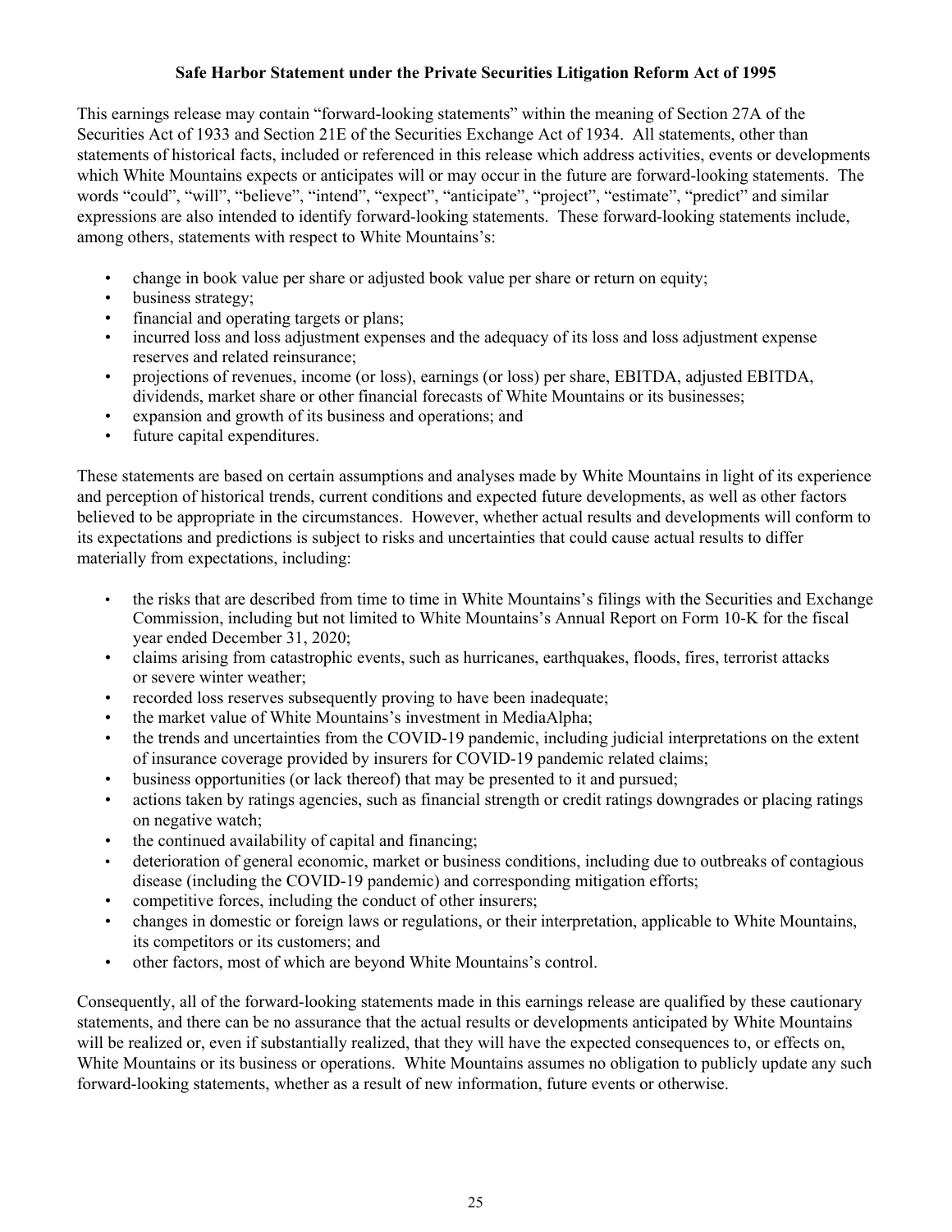**Safe Harbor Statement under the Private Securities Litigation Reform Act of 1995**

This earnings release may contain "forward-looking statements" within the meaning of Section 27A of the Securities Act of 1933 and Section 21E of the Securities Exchange Act of 1934. All statements, other than statements of historical facts, included or referenced in this release which address activities, events or developments which White Mountains expects or anticipates will or may occur in the future are forward-looking statements. The words "could", "will", "believe", "intend", "expect", "anticipate", "project", "estimate", "predict" and similar expressions are also intended to identify forward-looking statements. These forward-looking statements include, among others, statements with respect to White Mountains's:

- change in book value per share or adjusted book value per share or return on equity;
- business strategy;
- financial and operating targets or plans;
- incurred loss and loss adjustment expenses and the adequacy of its loss and loss adjustment expense reserves and related reinsurance;
- projections of revenues, income (or loss), earnings (or loss) per share, EBITDA, adjusted EBITDA, dividends, market share or other financial forecasts of White Mountains or its businesses;
- expansion and growth of its business and operations; and
- future capital expenditures.

These statements are based on certain assumptions and analyses made by White Mountains in light of its experience and perception of historical trends, current conditions and expected future developments, as well as other factors believed to be appropriate in the circumstances. However, whether actual results and developments will conform to its expectations and predictions is subject to risks and uncertainties that could cause actual results to differ materially from expectations, including:

- the risks that are described from time to time in White Mountains's filings with the Securities and Exchange Commission, including but not limited to White Mountains's Annual Report on Form 10-K for the fiscal year ended December 31, 2020;
- claims arising from catastrophic events, such as hurricanes, earthquakes, floods, fires, terrorist attacks or severe winter weather;
- recorded loss reserves subsequently proving to have been inadequate;
- the market value of White Mountains's investment in MediaAlpha;
- the trends and uncertainties from the COVID-19 pandemic, including judicial interpretations on the extent of insurance coverage provided by insurers for COVID-19 pandemic related claims;
- business opportunities (or lack thereof) that may be presented to it and pursued;
- actions taken by ratings agencies, such as financial strength or credit ratings downgrades or placing ratings on negative watch;
- the continued availability of capital and financing;
- deterioration of general economic, market or business conditions, including due to outbreaks of contagious disease (including the COVID-19 pandemic) and corresponding mitigation efforts;
- competitive forces, including the conduct of other insurers;
- changes in domestic or foreign laws or regulations, or their interpretation, applicable to White Mountains, its competitors or its customers; and
- other factors, most of which are beyond White Mountains's control.

Consequently, all of the forward-looking statements made in this earnings release are qualified by these cautionary statements, and there can be no assurance that the actual results or developments anticipated by White Mountains will be realized or, even if substantially realized, that they will have the expected consequences to, or effects on, White Mountains or its business or operations. White Mountains assumes no obligation to publicly update any such forward-looking statements, whether as a result of new information, future events or otherwise.